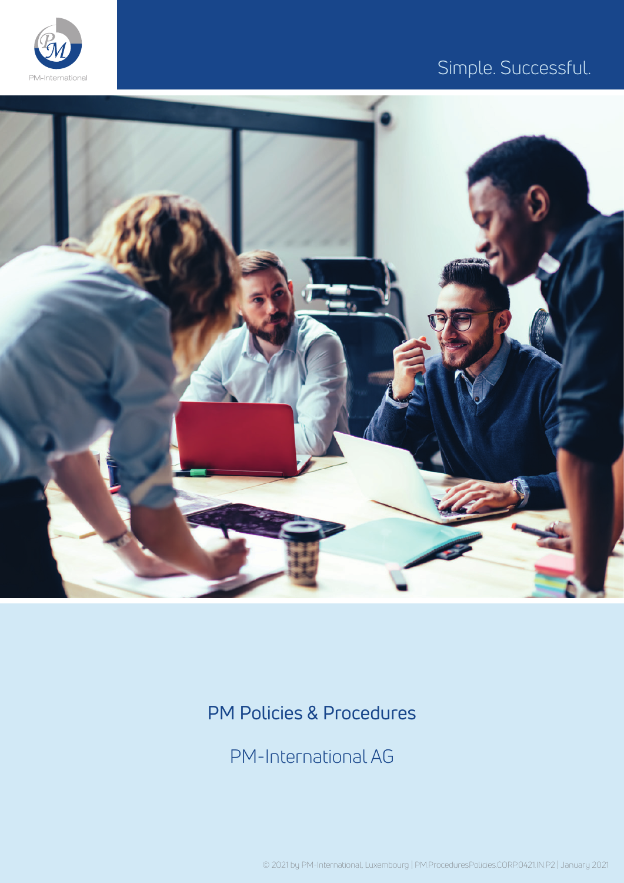PM-International

Simple. Successful.

# PM Policies & Procedures

PM-International AG

© 2021 by PM-International, Luxembourg | PM.ProceduresPolicies.CORP.0421.IN.P2 | January 2021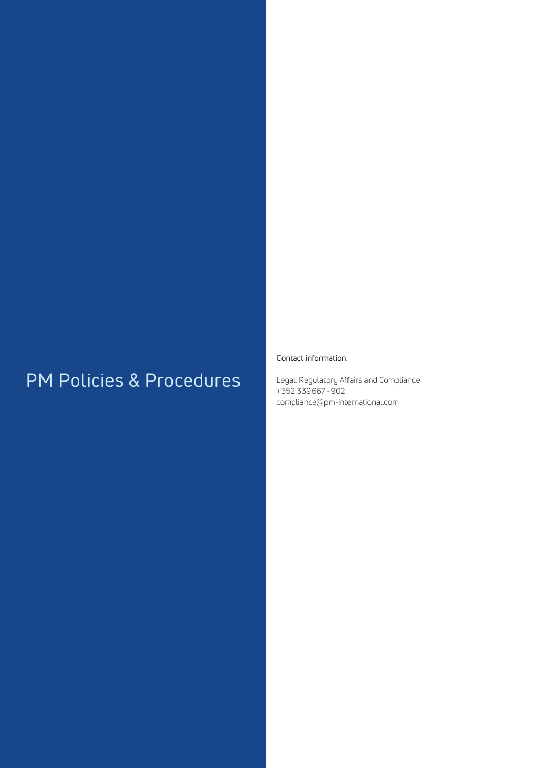# PM Policies & Procedures

Contact information:

Legal, Regulatory Affairs and Compliance
+352 339 667 - 902
compliance@pm-international.com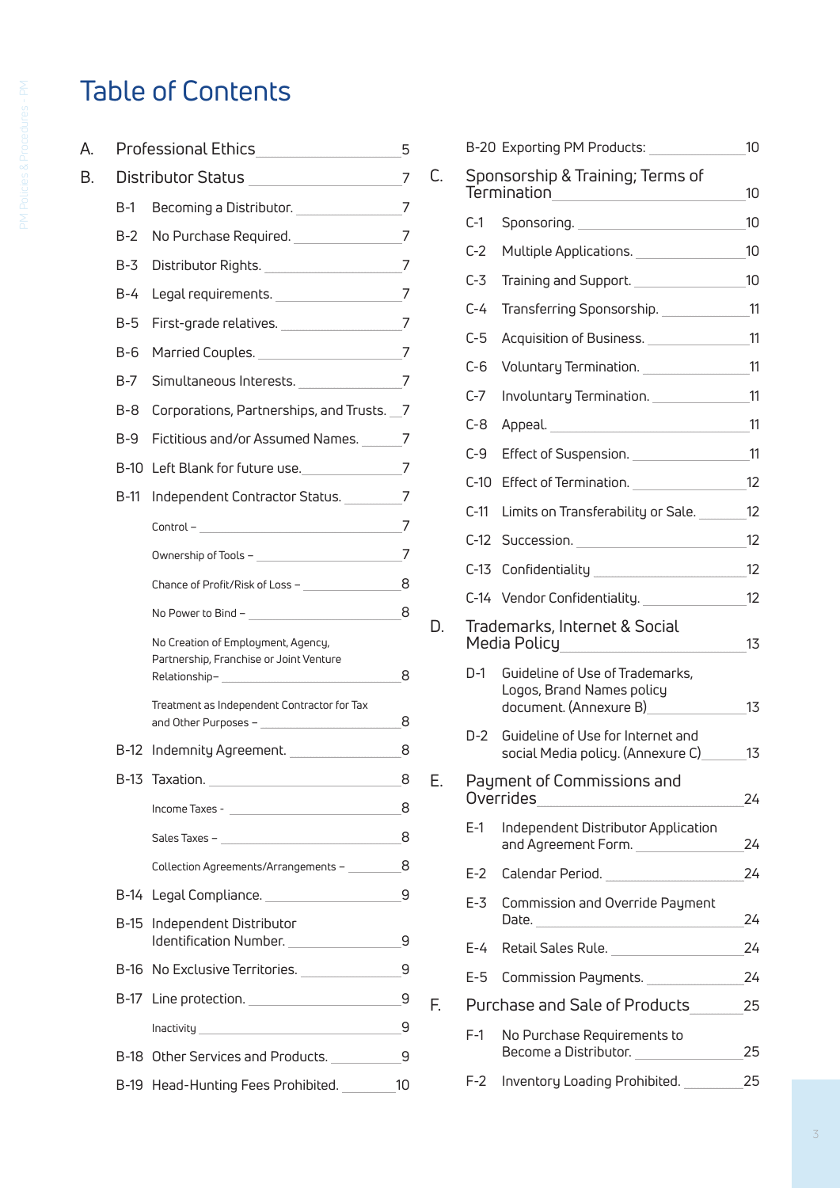# Table of Contents

- A. Professional Ethics ........ 5
- B. Distributor Status ........ 7
  - B-1 Becoming a Distributor. ........ 7
  - B-2 No Purchase Required. ........ 7
  - B-3 Distributor Rights. ........ 7
  - B-4 Legal requirements. ........ 7
  - B-5 First-grade relatives. ........ 7
  - B-6 Married Couples. ........ 7
  - B-7 Simultaneous Interests. ........ 7
  - B-8 Corporations, Partnerships, and Trusts. ........ 7
  - B-9 Fictitious and/or Assumed Names. ........ 7
  - B-10 Left Blank for future use. ........ 7
  - B-11 Independent Contractor Status. ........ 7
    - Control – ........ 7
    - Ownership of Tools – ........ 7
    - Chance of Profit/Risk of Loss – ........ 8
    - No Power to Bind – ........ 8
    - No Creation of Employment, Agency, Partnership, Franchise or Joint Venture Relationship– ........ 8
    - Treatment as Independent Contractor for Tax and Other Purposes – ........ 8
  - B-12 Indemnity Agreement. ........ 8
  - B-13 Taxation. ........ 8
    - Income Taxes - ........ 8
    - Sales Taxes – ........ 8
    - Collection Agreements/Arrangements – ........ 8
  - B-14 Legal Compliance. ........ 9
  - B-15 Independent Distributor Identification Number. ........ 9
  - B-16 No Exclusive Territories. ........ 9
  - B-17 Line protection. ........ 9
    - Inactivity ........ 9
  - B-18 Other Services and Products. ........ 9
  - B-19 Head-Hunting Fees Prohibited. ........ 10
  - B-20 Exporting PM Products: ........ 10
- C. Sponsorship & Training; Terms of Termination ........ 10
  - C-1 Sponsoring. ........ 10
  - C-2 Multiple Applications. ........ 10
  - C-3 Training and Support. ........ 10
  - C-4 Transferring Sponsorship. ........ 11
  - C-5 Acquisition of Business. ........ 11
  - C-6 Voluntary Termination. ........ 11
  - C-7 Involuntary Termination. ........ 11
  - C-8 Appeal. ........ 11
  - C-9 Effect of Suspension. ........ 11
  - C-10 Effect of Termination. ........ 12
  - C-11 Limits on Transferability or Sale. ........ 12
  - C-12 Succession. ........ 12
  - C-13 Confidentiality ........ 12
  - C-14 Vendor Confidentiality. ........ 12
- D. Trademarks, Internet & Social Media Policy ........ 13
  - D-1 Guideline of Use of Trademarks, Logos, Brand Names policy document. (Annexure B) ........ 13
  - D-2 Guideline of Use for Internet and social Media policy. (Annexure C) ........ 13
- E. Payment of Commissions and Overrides ........ 24
  - E-1 Independent Distributor Application and Agreement Form. ........ 24
  - E-2 Calendar Period. ........ 24
  - E-3 Commission and Override Payment Date. ........ 24
  - E-4 Retail Sales Rule. ........ 24
  - E-5 Commission Payments. ........ 24
- F. Purchase and Sale of Products ........ 25
  - F-1 No Purchase Requirements to Become a Distributor. ........ 25
  - F-2 Inventory Loading Prohibited. ........ 25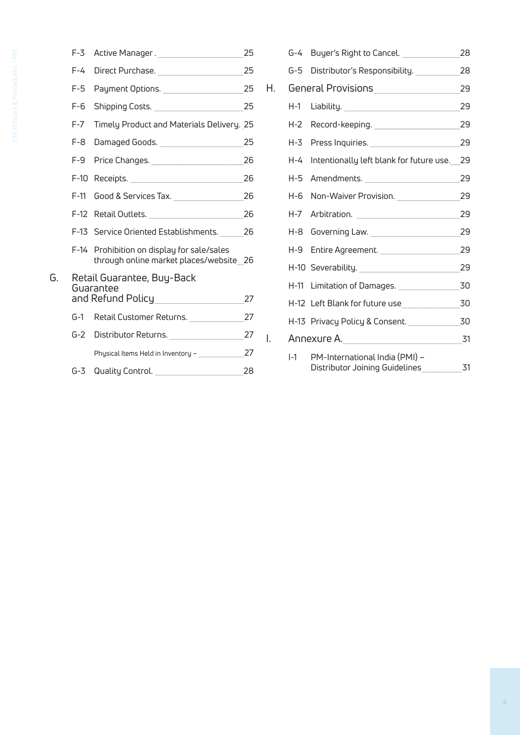F-3 Active Manager . 25

F-4 Direct Purchase. 25

F-5 Payment Options. 25

F-6 Shipping Costs. 25

F-7 Timely Product and Materials Delivery. 25

F-8 Damaged Goods. 25

F-9 Price Changes. 26

F-10 Receipts. 26

F-11 Good & Services Tax. 26

F-12 Retail Outlets. 26

F-13 Service Oriented Establishments. 26

F-14 Prohibition on display for sale/sales through online market places/website 26

G. Retail Guarantee, Buy-Back Guarantee and Refund Policy 27

G-1 Retail Customer Returns. 27

G-2 Distributor Returns. 27

Physical Items Held in Inventory – 27

G-3 Quality Control. 28

G-4 Buyer's Right to Cancel. 28

G-5 Distributor's Responsibility. 28

H. General Provisions 29

H-1 Liability. 29

H-2 Record-keeping. 29

H-3 Press Inquiries. 29

H-4 Intentionally left blank for future use. 29

H-5 Amendments. 29

H-6 Non-Waiver Provision. 29

H-7 Arbitration. 29

H-8 Governing Law. 29

H-9 Entire Agreement. 29

H-10 Severability. 29

H-11 Limitation of Damages. 30

H-12 Left Blank for future use 30

H-13 Privacy Policy & Consent. 30

I. Annexure A. 31

I-1 PM-International India (PMI) – Distributor Joining Guidelines 31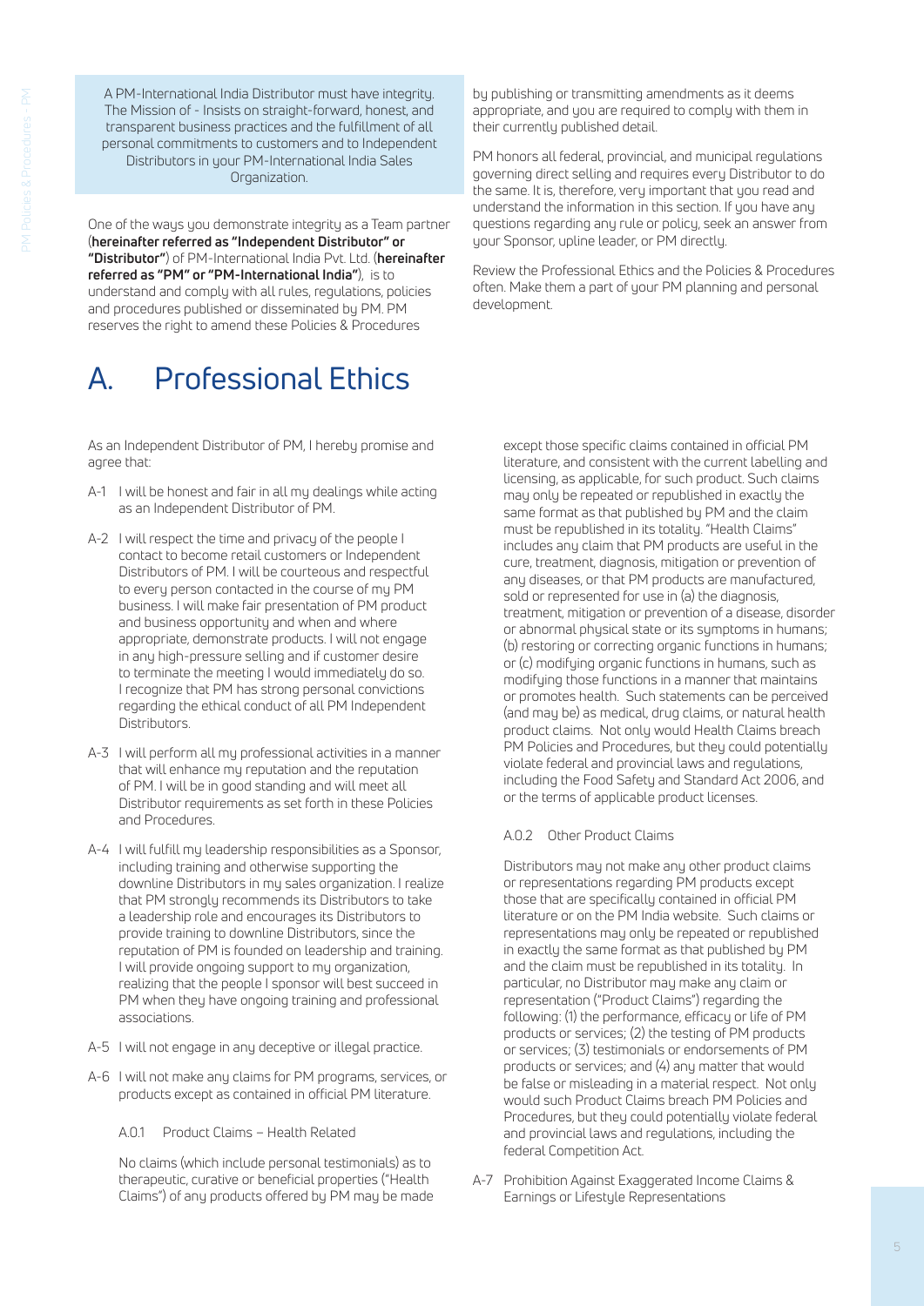A PM-International India Distributor must have integrity. The Mission of - Insists on straight-forward, honest, and transparent business practices and the fulfillment of all personal commitments to customers and to Independent Distributors in your PM-International India Sales Organization.

One of the ways you demonstrate integrity as a Team partner (**hereinafter referred as "Independent Distributor" or "Distributor"**) of PM-International India Pvt. Ltd. (**hereinafter referred as "PM" or "PM-International India"**), is to understand and comply with all rules, regulations, policies and procedures published or disseminated by PM. PM reserves the right to amend these Policies & Procedures by publishing or transmitting amendments as it deems appropriate, and you are required to comply with them in their currently published detail.

PM honors all federal, provincial, and municipal regulations governing direct selling and requires every Distributor to do the same. It is, therefore, very important that you read and understand the information in this section. If you have any questions regarding any rule or policy, seek an answer from your Sponsor, upline leader, or PM directly.

Review the Professional Ethics and the Policies & Procedures often. Make them a part of your PM planning and personal development.

# A. Professional Ethics

As an Independent Distributor of PM, I hereby promise and agree that:

A-1 I will be honest and fair in all my dealings while acting as an Independent Distributor of PM.

A-2 I will respect the time and privacy of the people I contact to become retail customers or Independent Distributors of PM. I will be courteous and respectful to every person contacted in the course of my PM business. I will make fair presentation of PM product and business opportunity and when and where appropriate, demonstrate products. I will not engage in any high-pressure selling and if customer desire to terminate the meeting I would immediately do so. I recognize that PM has strong personal convictions regarding the ethical conduct of all PM Independent Distributors.

A-3 I will perform all my professional activities in a manner that will enhance my reputation and the reputation of PM. I will be in good standing and will meet all Distributor requirements as set forth in these Policies and Procedures.

A-4 I will fulfill my leadership responsibilities as a Sponsor, including training and otherwise supporting the downline Distributors in my sales organization. I realize that PM strongly recommends its Distributors to take a leadership role and encourages its Distributors to provide training to downline Distributors, since the reputation of PM is founded on leadership and training. I will provide ongoing support to my organization, realizing that the people I sponsor will best succeed in PM when they have ongoing training and professional associations.

A-5 I will not engage in any deceptive or illegal practice.

A-6 I will not make any claims for PM programs, services, or products except as contained in official PM literature.

A.0.1 Product Claims – Health Related

No claims (which include personal testimonials) as to therapeutic, curative or beneficial properties ("Health Claims") of any products offered by PM may be made except those specific claims contained in official PM literature, and consistent with the current labelling and licensing, as applicable, for such product. Such claims may only be repeated or republished in exactly the same format as that published by PM and the claim must be republished in its totality. "Health Claims" includes any claim that PM products are useful in the cure, treatment, diagnosis, mitigation or prevention of any diseases, or that PM products are manufactured, sold or represented for use in (a) the diagnosis, treatment, mitigation or prevention of a disease, disorder or abnormal physical state or its symptoms in humans; (b) restoring or correcting organic functions in humans; or (c) modifying organic functions in humans, such as modifying those functions in a manner that maintains or promotes health. Such statements can be perceived (and may be) as medical, drug claims, or natural health product claims. Not only would Health Claims breach PM Policies and Procedures, but they could potentially violate federal and provincial laws and regulations, including the Food Safety and Standard Act 2006, and or the terms of applicable product licenses.

A.0.2 Other Product Claims

Distributors may not make any other product claims or representations regarding PM products except those that are specifically contained in official PM literature or on the PM India website. Such claims or representations may only be repeated or republished in exactly the same format as that published by PM and the claim must be republished in its totality. In particular, no Distributor may make any claim or representation ("Product Claims") regarding the following: (1) the performance, efficacy or life of PM products or services; (2) the testing of PM products or services; (3) testimonials or endorsements of PM products or services; and (4) any matter that would be false or misleading in a material respect. Not only would such Product Claims breach PM Policies and Procedures, but they could potentially violate federal and provincial laws and regulations, including the federal Competition Act.

A-7 Prohibition Against Exaggerated Income Claims & Earnings or Lifestyle Representations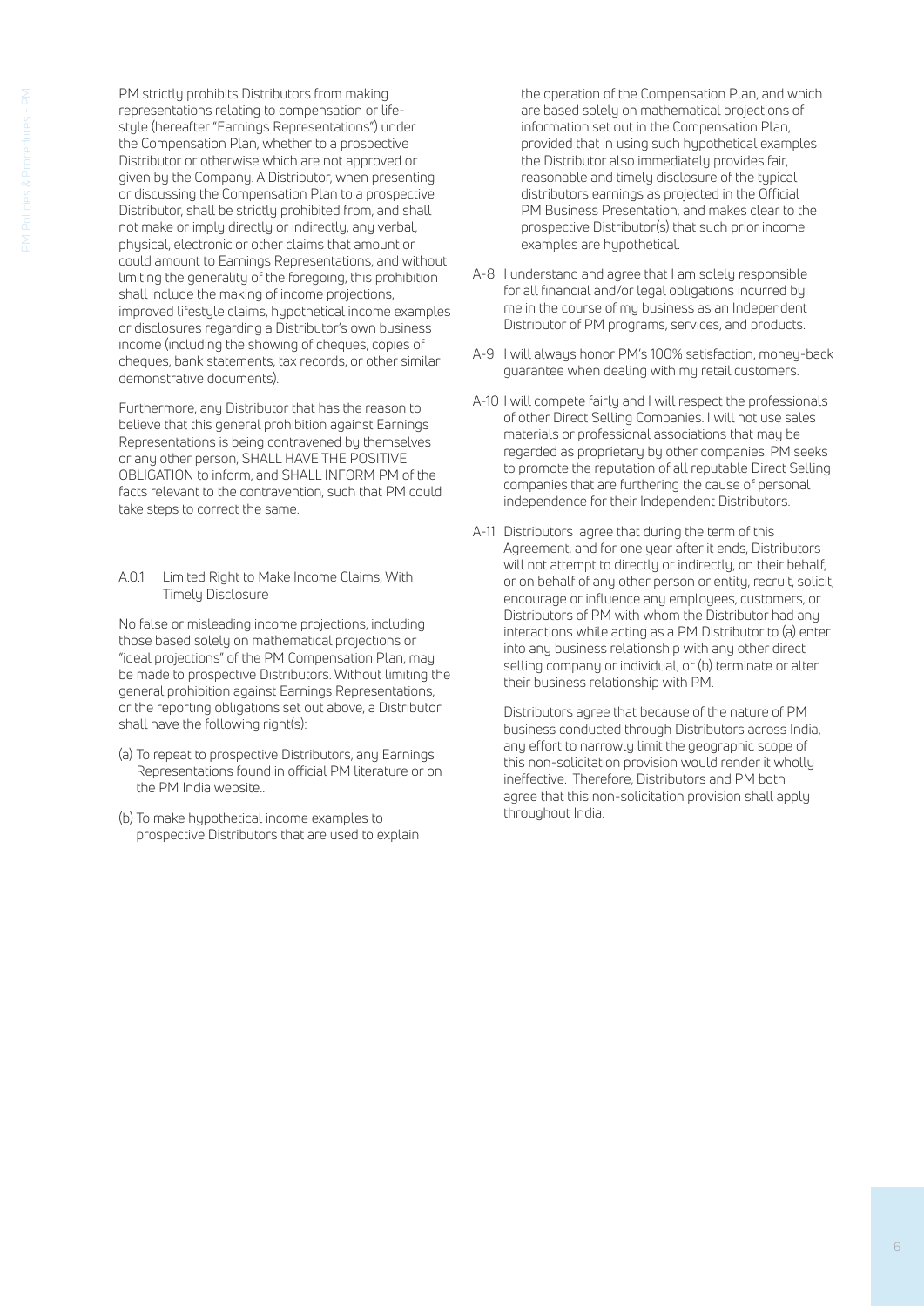PM strictly prohibits Distributors from making representations relating to compensation or lifestyle (hereafter "Earnings Representations") under the Compensation Plan, whether to a prospective Distributor or otherwise which are not approved or given by the Company. A Distributor, when presenting or discussing the Compensation Plan to a prospective Distributor, shall be strictly prohibited from, and shall not make or imply directly or indirectly, any verbal, physical, electronic or other claims that amount or could amount to Earnings Representations, and without limiting the generality of the foregoing, this prohibition shall include the making of income projections, improved lifestyle claims, hypothetical income examples or disclosures regarding a Distributor's own business income (including the showing of cheques, copies of cheques, bank statements, tax records, or other similar demonstrative documents).

Furthermore, any Distributor that has the reason to believe that this general prohibition against Earnings Representations is being contravened by themselves or any other person, SHALL HAVE THE POSITIVE OBLIGATION to inform, and SHALL INFORM PM of the facts relevant to the contravention, such that PM could take steps to correct the same.

### A.0.1 Limited Right to Make Income Claims, With Timely Disclosure

No false or misleading income projections, including those based solely on mathematical projections or "ideal projections" of the PM Compensation Plan, may be made to prospective Distributors. Without limiting the general prohibition against Earnings Representations, or the reporting obligations set out above, a Distributor shall have the following right(s):

(a) To repeat to prospective Distributors, any Earnings Representations found in official PM literature or on the PM India website..

(b) To make hypothetical income examples to prospective Distributors that are used to explain the operation of the Compensation Plan, and which are based solely on mathematical projections of information set out in the Compensation Plan, provided that in using such hypothetical examples the Distributor also immediately provides fair, reasonable and timely disclosure of the typical distributors earnings as projected in the Official PM Business Presentation, and makes clear to the prospective Distributor(s) that such prior income examples are hypothetical.

A-8 I understand and agree that I am solely responsible for all financial and/or legal obligations incurred by me in the course of my business as an Independent Distributor of PM programs, services, and products.

A-9 I will always honor PM's 100% satisfaction, money-back guarantee when dealing with my retail customers.

A-10 I will compete fairly and I will respect the professionals of other Direct Selling Companies. I will not use sales materials or professional associations that may be regarded as proprietary by other companies. PM seeks to promote the reputation of all reputable Direct Selling companies that are furthering the cause of personal independence for their Independent Distributors.

A-11 Distributors agree that during the term of this Agreement, and for one year after it ends, Distributors will not attempt to directly or indirectly, on their behalf, or on behalf of any other person or entity, recruit, solicit, encourage or influence any employees, customers, or Distributors of PM with whom the Distributor had any interactions while acting as a PM Distributor to (a) enter into any business relationship with any other direct selling company or individual, or (b) terminate or alter their business relationship with PM.

Distributors agree that because of the nature of PM business conducted through Distributors across India, any effort to narrowly limit the geographic scope of this non-solicitation provision would render it wholly ineffective. Therefore, Distributors and PM both agree that this non-solicitation provision shall apply throughout India.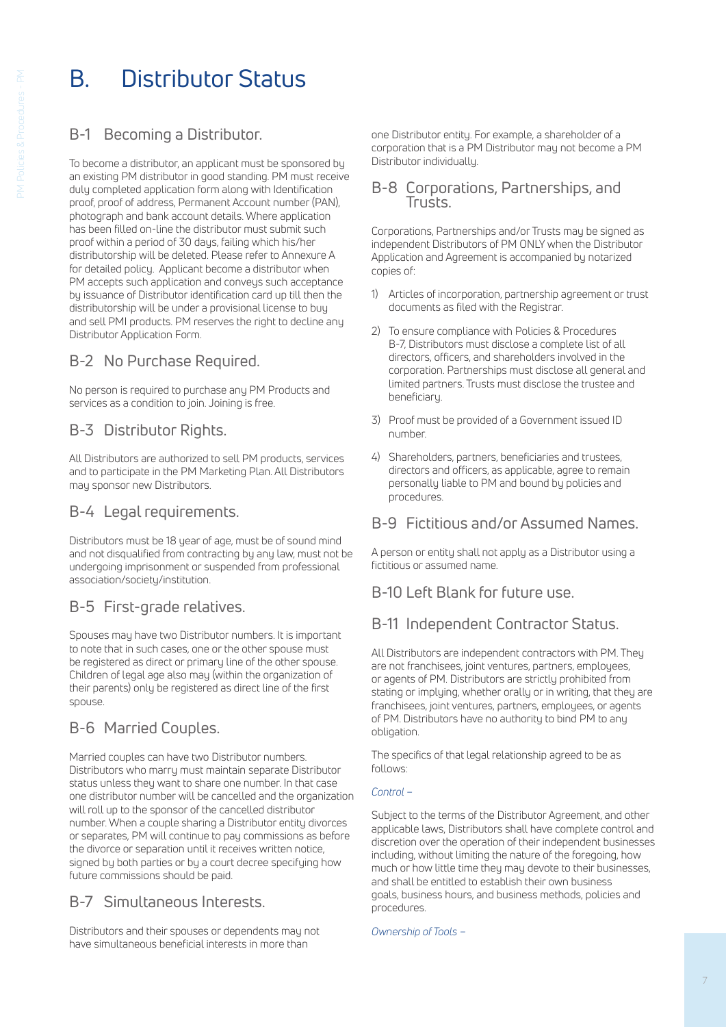# B. Distributor Status

## B-1 Becoming a Distributor.

To become a distributor, an applicant must be sponsored by an existing PM distributor in good standing. PM must receive duly completed application form along with Identification proof, proof of address, Permanent Account number (PAN), photograph and bank account details. Where application has been filled on-line the distributor must submit such proof within a period of 30 days, failing which his/her distributorship will be deleted. Please refer to Annexure A for detailed policy. Applicant become a distributor when PM accepts such application and conveys such acceptance by issuance of Distributor identification card up till then the distributorship will be under a provisional license to buy and sell PMI products. PM reserves the right to decline any Distributor Application Form.

## B-2 No Purchase Required.

No person is required to purchase any PM Products and services as a condition to join. Joining is free.

## B-3 Distributor Rights.

All Distributors are authorized to sell PM products, services and to participate in the PM Marketing Plan. All Distributors may sponsor new Distributors.

## B-4 Legal requirements.

Distributors must be 18 year of age, must be of sound mind and not disqualified from contracting by any law, must not be undergoing imprisonment or suspended from professional association/society/institution.

## B-5 First-grade relatives.

Spouses may have two Distributor numbers. It is important to note that in such cases, one or the other spouse must be registered as direct or primary line of the other spouse. Children of legal age also may (within the organization of their parents) only be registered as direct line of the first spouse.

## B-6 Married Couples.

Married couples can have two Distributor numbers. Distributors who marry must maintain separate Distributor status unless they want to share one number. In that case one distributor number will be cancelled and the organization will roll up to the sponsor of the cancelled distributor number. When a couple sharing a Distributor entity divorces or separates, PM will continue to pay commissions as before the divorce or separation until it receives written notice, signed by both parties or by a court decree specifying how future commissions should be paid.

## B-7 Simultaneous Interests.

Distributors and their spouses or dependents may not have simultaneous beneficial interests in more than one Distributor entity. For example, a shareholder of a corporation that is a PM Distributor may not become a PM Distributor individually.

## B-8 Corporations, Partnerships, and Trusts.

Corporations, Partnerships and/or Trusts may be signed as independent Distributors of PM ONLY when the Distributor Application and Agreement is accompanied by notarized copies of:

1) Articles of incorporation, partnership agreement or trust documents as filed with the Registrar.
2) To ensure compliance with Policies & Procedures B-7, Distributors must disclose a complete list of all directors, officers, and shareholders involved in the corporation. Partnerships must disclose all general and limited partners. Trusts must disclose the trustee and beneficiary.
3) Proof must be provided of a Government issued ID number.
4) Shareholders, partners, beneficiaries and trustees, directors and officers, as applicable, agree to remain personally liable to PM and bound by policies and procedures.

## B-9 Fictitious and/or Assumed Names.

A person or entity shall not apply as a Distributor using a fictitious or assumed name.

## B-10 Left Blank for future use.

## B-11 Independent Contractor Status.

All Distributors are independent contractors with PM. They are not franchisees, joint ventures, partners, employees, or agents of PM. Distributors are strictly prohibited from stating or implying, whether orally or in writing, that they are franchisees, joint ventures, partners, employees, or agents of PM. Distributors have no authority to bind PM to any obligation.

The specifics of that legal relationship agreed to be as follows:

*Control –*

Subject to the terms of the Distributor Agreement, and other applicable laws, Distributors shall have complete control and discretion over the operation of their independent businesses including, without limiting the nature of the foregoing, how much or how little time they may devote to their businesses, and shall be entitled to establish their own business goals, business hours, and business methods, policies and procedures.

*Ownership of Tools –*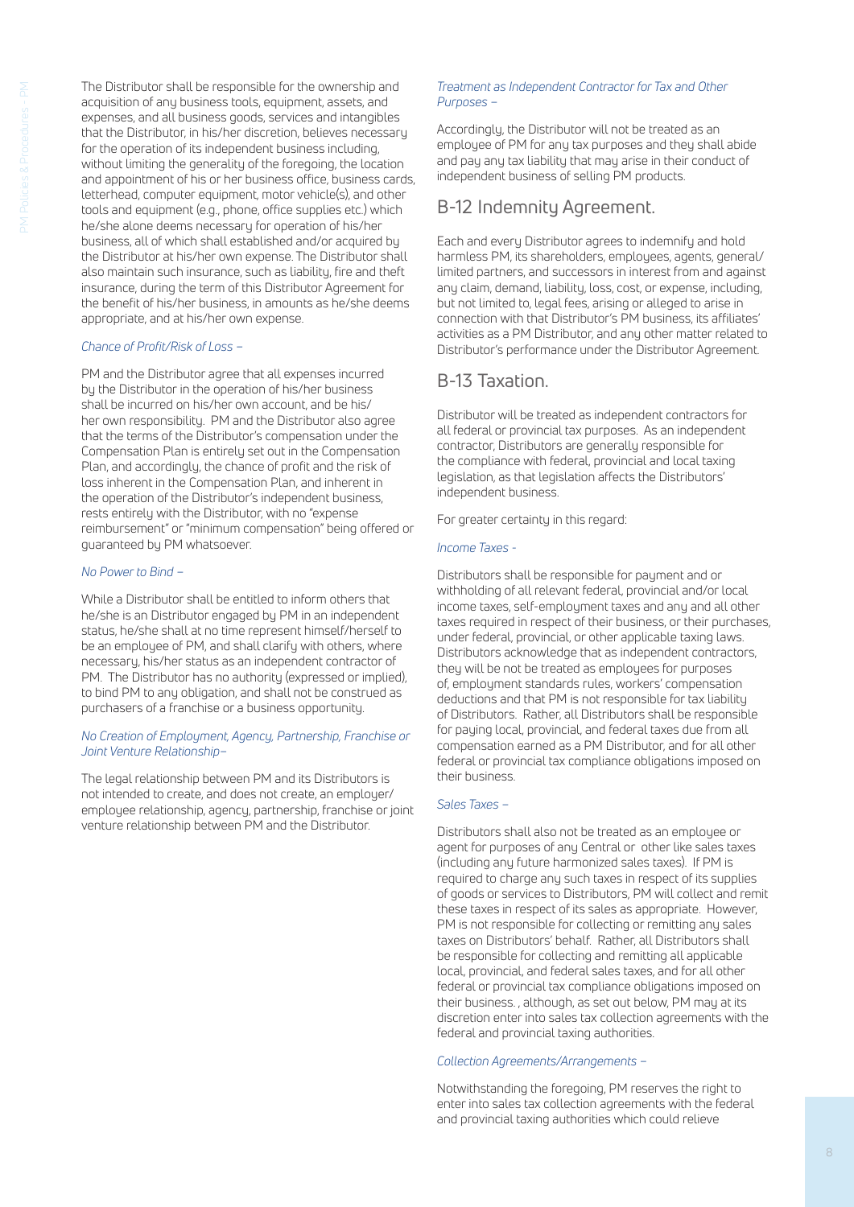The Distributor shall be responsible for the ownership and acquisition of any business tools, equipment, assets, and expenses, and all business goods, services and intangibles that the Distributor, in his/her discretion, believes necessary for the operation of its independent business including, without limiting the generality of the foregoing, the location and appointment of his or her business office, business cards, letterhead, computer equipment, motor vehicle(s), and other tools and equipment (e.g., phone, office supplies etc.) which he/she alone deems necessary for operation of his/her business, all of which shall established and/or acquired by the Distributor at his/her own expense. The Distributor shall also maintain such insurance, such as liability, fire and theft insurance, during the term of this Distributor Agreement for the benefit of his/her business, in amounts as he/she deems appropriate, and at his/her own expense.

*Chance of Profit/Risk of Loss –*

PM and the Distributor agree that all expenses incurred by the Distributor in the operation of his/her business shall be incurred on his/her own account, and be his/her own responsibility. PM and the Distributor also agree that the terms of the Distributor's compensation under the Compensation Plan is entirely set out in the Compensation Plan, and accordingly, the chance of profit and the risk of loss inherent in the Compensation Plan, and inherent in the operation of the Distributor's independent business, rests entirely with the Distributor, with no "expense reimbursement" or "minimum compensation" being offered or guaranteed by PM whatsoever.

*No Power to Bind –*

While a Distributor shall be entitled to inform others that he/she is an Distributor engaged by PM in an independent status, he/she shall at no time represent himself/herself to be an employee of PM, and shall clarify with others, where necessary, his/her status as an independent contractor of PM. The Distributor has no authority (expressed or implied), to bind PM to any obligation, and shall not be construed as purchasers of a franchise or a business opportunity.

*No Creation of Employment, Agency, Partnership, Franchise or Joint Venture Relationship–*

The legal relationship between PM and its Distributors is not intended to create, and does not create, an employer/employee relationship, agency, partnership, franchise or joint venture relationship between PM and the Distributor.

*Treatment as Independent Contractor for Tax and Other Purposes –*

Accordingly, the Distributor will not be treated as an employee of PM for any tax purposes and they shall abide and pay any tax liability that may arise in their conduct of independent business of selling PM products.

## B-12 Indemnity Agreement.

Each and every Distributor agrees to indemnify and hold harmless PM, its shareholders, employees, agents, general/limited partners, and successors in interest from and against any claim, demand, liability, loss, cost, or expense, including, but not limited to, legal fees, arising or alleged to arise in connection with that Distributor's PM business, its affiliates' activities as a PM Distributor, and any other matter related to Distributor's performance under the Distributor Agreement.

## B-13 Taxation.

Distributor will be treated as independent contractors for all federal or provincial tax purposes. As an independent contractor, Distributors are generally responsible for the compliance with federal, provincial and local taxing legislation, as that legislation affects the Distributors' independent business.

For greater certainty in this regard:

*Income Taxes -*

Distributors shall be responsible for payment and or withholding of all relevant federal, provincial and/or local income taxes, self-employment taxes and any and all other taxes required in respect of their business, or their purchases, under federal, provincial, or other applicable taxing laws. Distributors acknowledge that as independent contractors, they will be not be treated as employees for purposes of, employment standards rules, workers' compensation deductions and that PM is not responsible for tax liability of Distributors. Rather, all Distributors shall be responsible for paying local, provincial, and federal taxes due from all compensation earned as a PM Distributor, and for all other federal or provincial tax compliance obligations imposed on their business.

*Sales Taxes –*

Distributors shall also not be treated as an employee or agent for purposes of any Central or other like sales taxes (including any future harmonized sales taxes). If PM is required to charge any such taxes in respect of its supplies of goods or services to Distributors, PM will collect and remit these taxes in respect of its sales as appropriate. However, PM is not responsible for collecting or remitting any sales taxes on Distributors' behalf. Rather, all Distributors shall be responsible for collecting and remitting all applicable local, provincial, and federal sales taxes, and for all other federal or provincial tax compliance obligations imposed on their business. , although, as set out below, PM may at its discretion enter into sales tax collection agreements with the federal and provincial taxing authorities.

*Collection Agreements/Arrangements –*

Notwithstanding the foregoing, PM reserves the right to enter into sales tax collection agreements with the federal and provincial taxing authorities which could relieve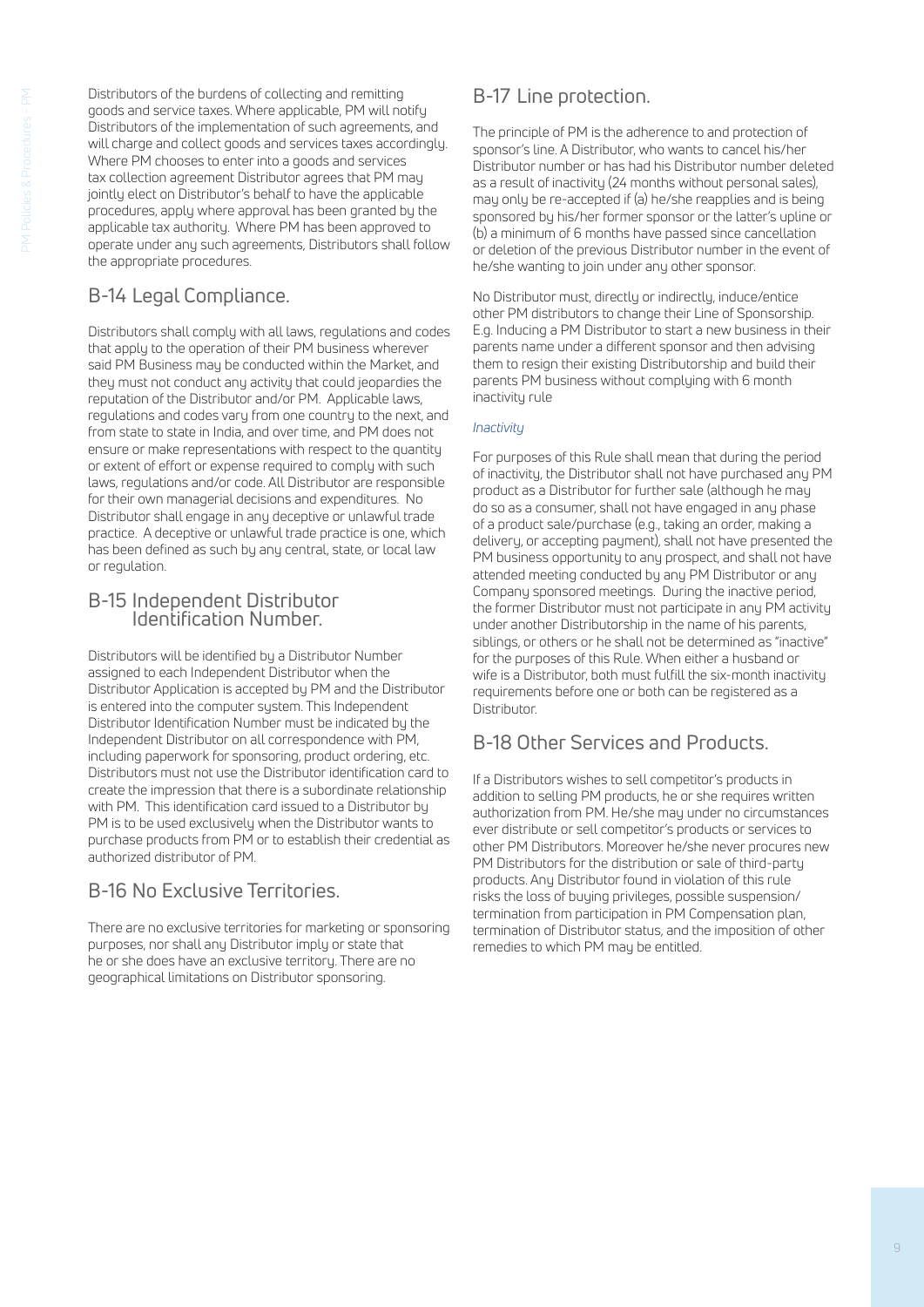Distributors of the burdens of collecting and remitting goods and service taxes. Where applicable, PM will notify Distributors of the implementation of such agreements, and will charge and collect goods and services taxes accordingly. Where PM chooses to enter into a goods and services tax collection agreement Distributor agrees that PM may jointly elect on Distributor's behalf to have the applicable procedures, apply where approval has been granted by the applicable tax authority. Where PM has been approved to operate under any such agreements, Distributors shall follow the appropriate procedures.

## B-14 Legal Compliance.

Distributors shall comply with all laws, regulations and codes that apply to the operation of their PM business wherever said PM Business may be conducted within the Market, and they must not conduct any activity that could jeopardies the reputation of the Distributor and/or PM. Applicable laws, regulations and codes vary from one country to the next, and from state to state in India, and over time, and PM does not ensure or make representations with respect to the quantity or extent of effort or expense required to comply with such laws, regulations and/or code. All Distributor are responsible for their own managerial decisions and expenditures. No Distributor shall engage in any deceptive or unlawful trade practice. A deceptive or unlawful trade practice is one, which has been defined as such by any central, state, or local law or regulation.

## B-15 Independent Distributor Identification Number.

Distributors will be identified by a Distributor Number assigned to each Independent Distributor when the Distributor Application is accepted by PM and the Distributor is entered into the computer system. This Independent Distributor Identification Number must be indicated by the Independent Distributor on all correspondence with PM, including paperwork for sponsoring, product ordering, etc. Distributors must not use the Distributor identification card to create the impression that there is a subordinate relationship with PM. This identification card issued to a Distributor by PM is to be used exclusively when the Distributor wants to purchase products from PM or to establish their credential as authorized distributor of PM.

## B-16 No Exclusive Territories.

There are no exclusive territories for marketing or sponsoring purposes, nor shall any Distributor imply or state that he or she does have an exclusive territory. There are no geographical limitations on Distributor sponsoring.

## B-17 Line protection.

The principle of PM is the adherence to and protection of sponsor's line. A Distributor, who wants to cancel his/her Distributor number or has had his Distributor number deleted as a result of inactivity (24 months without personal sales), may only be re-accepted if (a) he/she reapplies and is being sponsored by his/her former sponsor or the latter's upline or (b) a minimum of 6 months have passed since cancellation or deletion of the previous Distributor number in the event of he/she wanting to join under any other sponsor.

No Distributor must, directly or indirectly, induce/entice other PM distributors to change their Line of Sponsorship. E.g. Inducing a PM Distributor to start a new business in their parents name under a different sponsor and then advising them to resign their existing Distributorship and build their parents PM business without complying with 6 month inactivity rule

*Inactivity*

For purposes of this Rule shall mean that during the period of inactivity, the Distributor shall not have purchased any PM product as a Distributor for further sale (although he may do so as a consumer, shall not have engaged in any phase of a product sale/purchase (e.g., taking an order, making a delivery, or accepting payment), shall not have presented the PM business opportunity to any prospect, and shall not have attended meeting conducted by any PM Distributor or any Company sponsored meetings. During the inactive period, the former Distributor must not participate in any PM activity under another Distributorship in the name of his parents, siblings, or others or he shall not be determined as "inactive" for the purposes of this Rule. When either a husband or wife is a Distributor, both must fulfill the six-month inactivity requirements before one or both can be registered as a Distributor.

## B-18 Other Services and Products.

If a Distributors wishes to sell competitor's products in addition to selling PM products, he or she requires written authorization from PM. He/she may under no circumstances ever distribute or sell competitor's products or services to other PM Distributors. Moreover he/she never procures new PM Distributors for the distribution or sale of third-party products. Any Distributor found in violation of this rule risks the loss of buying privileges, possible suspension/ termination from participation in PM Compensation plan, termination of Distributor status, and the imposition of other remedies to which PM may be entitled.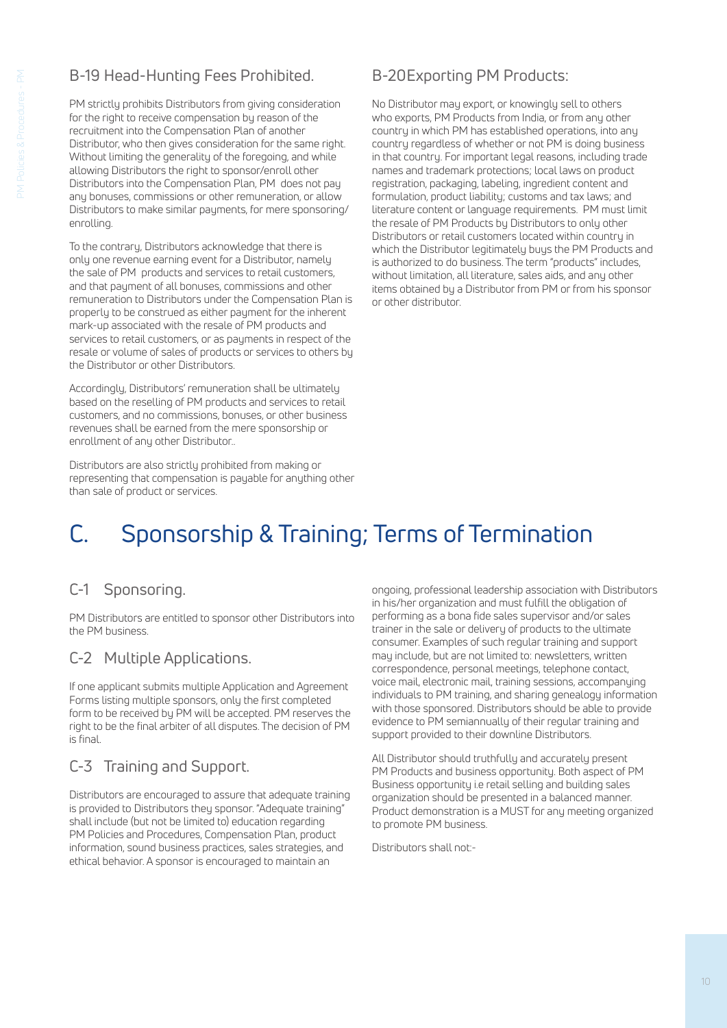### B-19 Head-Hunting Fees Prohibited.

PM strictly prohibits Distributors from giving consideration for the right to receive compensation by reason of the recruitment into the Compensation Plan of another Distributor, who then gives consideration for the same right. Without limiting the generality of the foregoing, and while allowing Distributors the right to sponsor/enroll other Distributors into the Compensation Plan, PM does not pay any bonuses, commissions or other remuneration, or allow Distributors to make similar payments, for mere sponsoring/enrolling.

To the contrary, Distributors acknowledge that there is only one revenue earning event for a Distributor, namely the sale of PM products and services to retail customers, and that payment of all bonuses, commissions and other remuneration to Distributors under the Compensation Plan is properly to be construed as either payment for the inherent mark-up associated with the resale of PM products and services to retail customers, or as payments in respect of the resale or volume of sales of products or services to others by the Distributor or other Distributors.

Accordingly, Distributors' remuneration shall be ultimately based on the reselling of PM products and services to retail customers, and no commissions, bonuses, or other business revenues shall be earned from the mere sponsorship or enrollment of any other Distributor..

Distributors are also strictly prohibited from making or representing that compensation is payable for anything other than sale of product or services.

### B-20Exporting PM Products:

No Distributor may export, or knowingly sell to others who exports, PM Products from India, or from any other country in which PM has established operations, into any country regardless of whether or not PM is doing business in that country. For important legal reasons, including trade names and trademark protections; local laws on product registration, packaging, labeling, ingredient content and formulation, product liability; customs and tax laws; and literature content or language requirements. PM must limit the resale of PM Products by Distributors to only other Distributors or retail customers located within country in which the Distributor legitimately buys the PM Products and is authorized to do business. The term "products" includes, without limitation, all literature, sales aids, and any other items obtained by a Distributor from PM or from his sponsor or other distributor.

# C. Sponsorship & Training; Terms of Termination

### C-1 Sponsoring.

PM Distributors are entitled to sponsor other Distributors into the PM business.

### C-2 Multiple Applications.

If one applicant submits multiple Application and Agreement Forms listing multiple sponsors, only the first completed form to be received by PM will be accepted. PM reserves the right to be the final arbiter of all disputes. The decision of PM is final.

### C-3 Training and Support.

Distributors are encouraged to assure that adequate training is provided to Distributors they sponsor. "Adequate training" shall include (but not be limited to) education regarding PM Policies and Procedures, Compensation Plan, product information, sound business practices, sales strategies, and ethical behavior. A sponsor is encouraged to maintain an ongoing, professional leadership association with Distributors in his/her organization and must fulfill the obligation of performing as a bona fide sales supervisor and/or sales trainer in the sale or delivery of products to the ultimate consumer. Examples of such regular training and support may include, but are not limited to: newsletters, written correspondence, personal meetings, telephone contact, voice mail, electronic mail, training sessions, accompanying individuals to PM training, and sharing genealogy information with those sponsored. Distributors should be able to provide evidence to PM semiannually of their regular training and support provided to their downline Distributors.

All Distributor should truthfully and accurately present PM Products and business opportunity. Both aspect of PM Business opportunity i.e retail selling and building sales organization should be presented in a balanced manner. Product demonstration is a MUST for any meeting organized to promote PM business.

Distributors shall not:-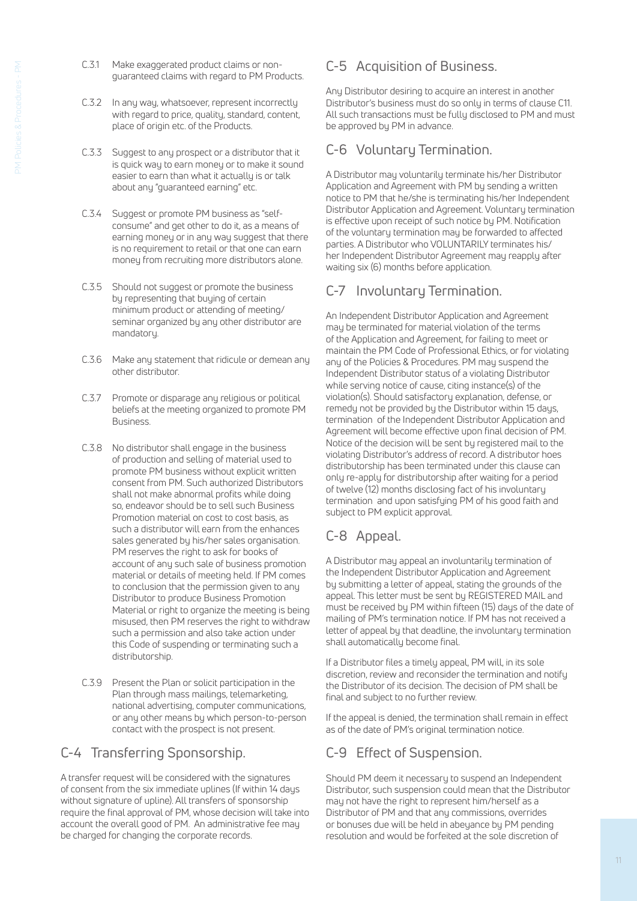C.3.1 Make exaggerated product claims or non-guaranteed claims with regard to PM Products.

C.3.2 In any way, whatsoever, represent incorrectly with regard to price, quality, standard, content, place of origin etc. of the Products.

C.3.3 Suggest to any prospect or a distributor that it is quick way to earn money or to make it sound easier to earn than what it actually is or talk about any "guaranteed earning" etc.

C.3.4 Suggest or promote PM business as "self-consume" and get other to do it, as a means of earning money or in any way suggest that there is no requirement to retail or that one can earn money from recruiting more distributors alone.

C.3.5 Should not suggest or promote the business by representing that buying of certain minimum product or attending of meeting/ seminar organized by any other distributor are mandatory.

C.3.6 Make any statement that ridicule or demean any other distributor.

C.3.7 Promote or disparage any religious or political beliefs at the meeting organized to promote PM Business.

C.3.8 No distributor shall engage in the business of production and selling of material used to promote PM business without explicit written consent from PM. Such authorized Distributors shall not make abnormal profits while doing so, endeavor should be to sell such Business Promotion material on cost to cost basis, as such a distributor will earn from the enhances sales generated by his/her sales organisation. PM reserves the right to ask for books of account of any such sale of business promotion material or details of meeting held. If PM comes to conclusion that the permission given to any Distributor to produce Business Promotion Material or right to organize the meeting is being misused, then PM reserves the right to withdraw such a permission and also take action under this Code of suspending or terminating such a distributorship.

C.3.9 Present the Plan or solicit participation in the Plan through mass mailings, telemarketing, national advertising, computer communications, or any other means by which person-to-person contact with the prospect is not present.

## C-4 Transferring Sponsorship.

A transfer request will be considered with the signatures of consent from the six immediate uplines (If within 14 days without signature of upline). All transfers of sponsorship require the final approval of PM, whose decision will take into account the overall good of PM. An administrative fee may be charged for changing the corporate records.

## C-5 Acquisition of Business.

Any Distributor desiring to acquire an interest in another Distributor's business must do so only in terms of clause C11. All such transactions must be fully disclosed to PM and must be approved by PM in advance.

## C-6 Voluntary Termination.

A Distributor may voluntarily terminate his/her Distributor Application and Agreement with PM by sending a written notice to PM that he/she is terminating his/her Independent Distributor Application and Agreement. Voluntary termination is effective upon receipt of such notice by PM. Notification of the voluntary termination may be forwarded to affected parties. A Distributor who VOLUNTARILY terminates his/ her Independent Distributor Agreement may reapply after waiting six (6) months before application.

## C-7 Involuntary Termination.

An Independent Distributor Application and Agreement may be terminated for material violation of the terms of the Application and Agreement, for failing to meet or maintain the PM Code of Professional Ethics, or for violating any of the Policies & Procedures. PM may suspend the Independent Distributor status of a violating Distributor while serving notice of cause, citing instance(s) of the violation(s). Should satisfactory explanation, defense, or remedy not be provided by the Distributor within 15 days, termination of the Independent Distributor Application and Agreement will become effective upon final decision of PM. Notice of the decision will be sent by registered mail to the violating Distributor's address of record. A distributor hoes distributorship has been terminated under this clause can only re-apply for distributorship after waiting for a period of twelve (12) months disclosing fact of his involuntary termination and upon satisfying PM of his good faith and subject to PM explicit approval.

## C-8 Appeal.

A Distributor may appeal an involuntarily termination of the Independent Distributor Application and Agreement by submitting a letter of appeal, stating the grounds of the appeal. This letter must be sent by REGISTERED MAIL and must be received by PM within fifteen (15) days of the date of mailing of PM's termination notice. If PM has not received a letter of appeal by that deadline, the involuntary termination shall automatically become final.

If a Distributor files a timely appeal, PM will, in its sole discretion, review and reconsider the termination and notify the Distributor of its decision. The decision of PM shall be final and subject to no further review.

If the appeal is denied, the termination shall remain in effect as of the date of PM's original termination notice.

## C-9 Effect of Suspension.

Should PM deem it necessary to suspend an Independent Distributor, such suspension could mean that the Distributor may not have the right to represent him/herself as a Distributor of PM and that any commissions, overrides or bonuses due will be held in abeyance by PM pending resolution and would be forfeited at the sole discretion of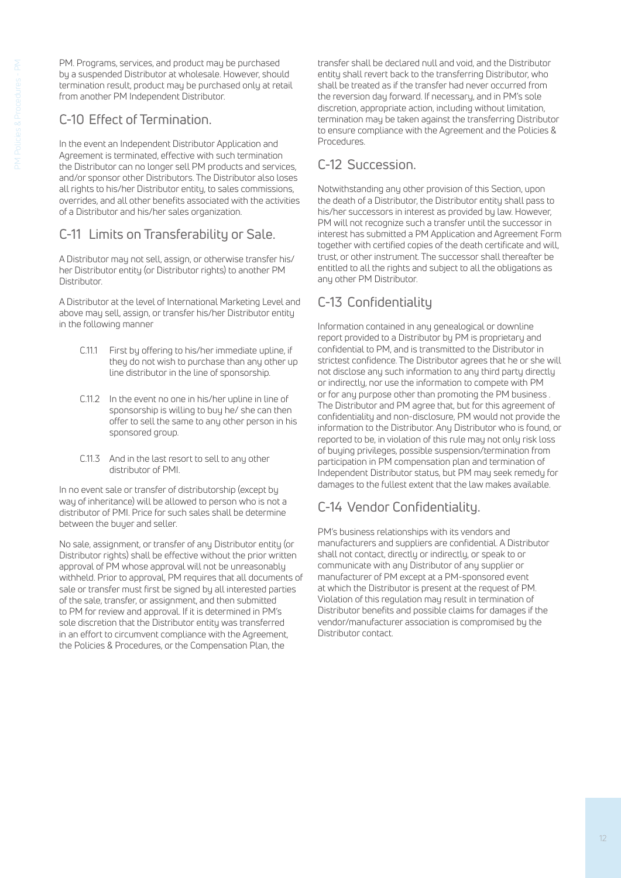PM. Programs, services, and product may be purchased by a suspended Distributor at wholesale. However, should termination result, product may be purchased only at retail from another PM Independent Distributor.

## C-10 Effect of Termination.

In the event an Independent Distributor Application and Agreement is terminated, effective with such termination the Distributor can no longer sell PM products and services, and/or sponsor other Distributors. The Distributor also loses all rights to his/her Distributor entity, to sales commissions, overrides, and all other benefits associated with the activities of a Distributor and his/her sales organization.

## C-11 Limits on Transferability or Sale.

A Distributor may not sell, assign, or otherwise transfer his/her Distributor entity (or Distributor rights) to another PM Distributor.

A Distributor at the level of International Marketing Level and above may sell, assign, or transfer his/her Distributor entity in the following manner

- C.11.1 First by offering to his/her immediate upline, if they do not wish to purchase than any other up line distributor in the line of sponsorship.
- C.11.2 In the event no one in his/her upline in line of sponsorship is willing to buy he/ she can then offer to sell the same to any other person in his sponsored group.
- C.11.3 And in the last resort to sell to any other distributor of PMI.

In no event sale or transfer of distributorship (except by way of inheritance) will be allowed to person who is not a distributor of PMI. Price for such sales shall be determine between the buyer and seller.

No sale, assignment, or transfer of any Distributor entity (or Distributor rights) shall be effective without the prior written approval of PM whose approval will not be unreasonably withheld. Prior to approval, PM requires that all documents of sale or transfer must first be signed by all interested parties of the sale, transfer, or assignment, and then submitted to PM for review and approval. If it is determined in PM's sole discretion that the Distributor entity was transferred in an effort to circumvent compliance with the Agreement, the Policies & Procedures, or the Compensation Plan, the transfer shall be declared null and void, and the Distributor entity shall revert back to the transferring Distributor, who shall be treated as if the transfer had never occurred from the reversion day forward. If necessary, and in PM's sole discretion, appropriate action, including without limitation, termination may be taken against the transferring Distributor to ensure compliance with the Agreement and the Policies & Procedures.

## C-12 Succession.

Notwithstanding any other provision of this Section, upon the death of a Distributor, the Distributor entity shall pass to his/her successors in interest as provided by law. However, PM will not recognize such a transfer until the successor in interest has submitted a PM Application and Agreement Form together with certified copies of the death certificate and will, trust, or other instrument. The successor shall thereafter be entitled to all the rights and subject to all the obligations as any other PM Distributor.

## C-13 Confidentiality

Information contained in any genealogical or downline report provided to a Distributor by PM is proprietary and confidential to PM, and is transmitted to the Distributor in strictest confidence. The Distributor agrees that he or she will not disclose any such information to any third party directly or indirectly, nor use the information to compete with PM or for any purpose other than promoting the PM business . The Distributor and PM agree that, but for this agreement of confidentiality and non-disclosure, PM would not provide the information to the Distributor. Any Distributor who is found, or reported to be, in violation of this rule may not only risk loss of buying privileges, possible suspension/termination from participation in PM compensation plan and termination of Independent Distributor status, but PM may seek remedy for damages to the fullest extent that the law makes available.

## C-14 Vendor Confidentiality.

PM's business relationships with its vendors and manufacturers and suppliers are confidential. A Distributor shall not contact, directly or indirectly, or speak to or communicate with any Distributor of any supplier or manufacturer of PM except at a PM-sponsored event at which the Distributor is present at the request of PM. Violation of this regulation may result in termination of Distributor benefits and possible claims for damages if the vendor/manufacturer association is compromised by the Distributor contact.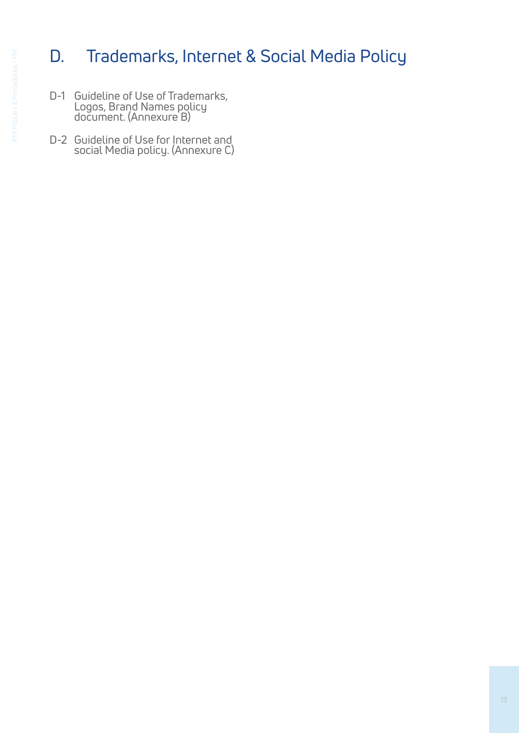# D. Trademarks, Internet & Social Media Policy

D-1 Guideline of Use of Trademarks, Logos, Brand Names policy document. (Annexure B)

D-2 Guideline of Use for Internet and social Media policy. (Annexure C)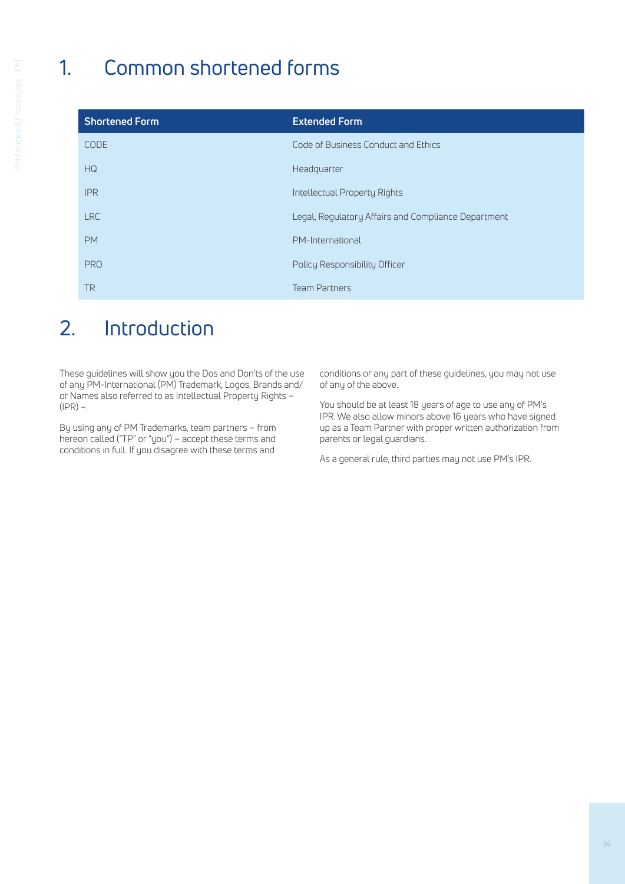# 1. Common shortened forms

| Shortened Form | Extended Form |
|---|---|
| CODE | Code of Business Conduct and Ethics |
| HQ | Headquarter |
| IPR | Intellectual Property Rights |
| LRC | Legal, Regulatory Affairs and Compliance Department |
| PM | PM-International |
| PRO | Policy Responsibility Officer |
| TR | Team Partners |

# 2. Introduction

These guidelines will show you the Dos and Don'ts of the use of any PM-International (PM) Trademark, Logos, Brands and/or Names also referred to as Intellectual Property Rights – (IPR) –.

By using any of PM Trademarks, team partners – from hereon called ("TP" or "you") – accept these terms and conditions in full. If you disagree with these terms and conditions or any part of these guidelines, you may not use of any of the above.

You should be at least 18 years of age to use any of PM's IPR. We also allow minors above 16 years who have signed up as a Team Partner with proper written authorization from parents or legal guardians.

As a general rule, third parties may not use PM's IPR.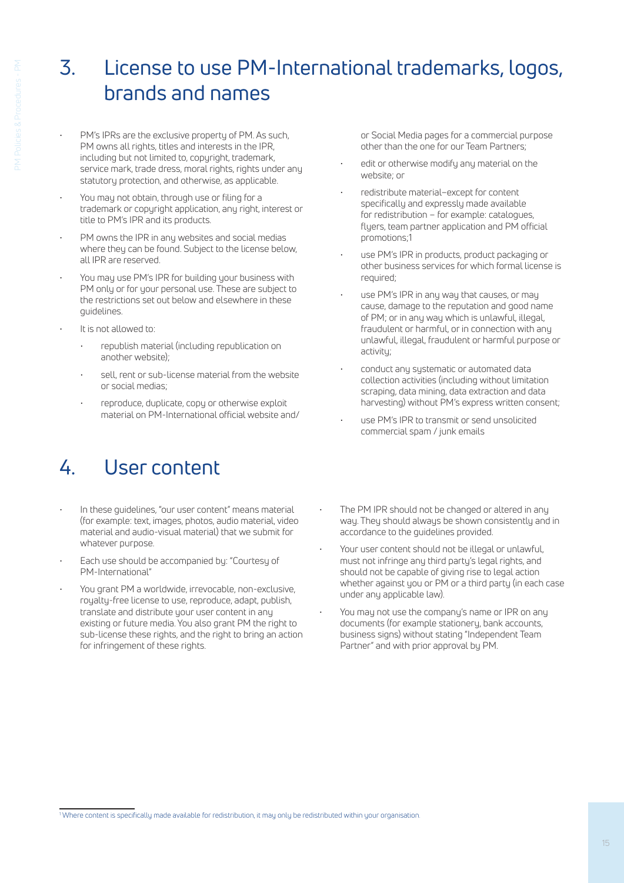# 3. License to use PM-International trademarks, logos, brands and names

- PM's IPRs are the exclusive property of PM. As such, PM owns all rights, titles and interests in the IPR, including but not limited to, copyright, trademark, service mark, trade dress, moral rights, rights under any statutory protection, and otherwise, as applicable.
- You may not obtain, through use or filing for a trademark or copyright application, any right, interest or title to PM's IPR and its products.
- PM owns the IPR in any websites and social medias where they can be found. Subject to the license below, all IPR are reserved.
- You may use PM's IPR for building your business with PM only or for your personal use. These are subject to the restrictions set out below and elsewhere in these guidelines.
- It is not allowed to:
  - republish material (including republication on another website);
  - sell, rent or sub-license material from the website or social medias;
  - reproduce, duplicate, copy or otherwise exploit material on PM-International official website and/or Social Media pages for a commercial purpose other than the one for our Team Partners;
  - edit or otherwise modify any material on the website; or
  - redistribute material–except for content specifically and expressly made available for redistribution – for example: catalogues, flyers, team partner application and PM official promotions;[1]
  - use PM's IPR in products, product packaging or other business services for which formal license is required;
  - use PM's IPR in any way that causes, or may cause, damage to the reputation and good name of PM; or in any way which is unlawful, illegal, fraudulent or harmful, or in connection with any unlawful, illegal, fraudulent or harmful purpose or activity;
  - conduct any systematic or automated data collection activities (including without limitation scraping, data mining, data extraction and data harvesting) without PM's express written consent;
  - use PM's IPR to transmit or send unsolicited commercial spam / junk emails

# 4. User content

- In these guidelines, "our user content" means material (for example: text, images, photos, audio material, video material and audio-visual material) that we submit for whatever purpose.
- Each use should be accompanied by: "Courtesy of PM-International"
- You grant PM a worldwide, irrevocable, non-exclusive, royalty-free license to use, reproduce, adapt, publish, translate and distribute your user content in any existing or future media. You also grant PM the right to sub-license these rights, and the right to bring an action for infringement of these rights.
- The PM IPR should not be changed or altered in any way. They should always be shown consistently and in accordance to the guidelines provided.
- Your user content should not be illegal or unlawful, must not infringe any third party's legal rights, and should not be capable of giving rise to legal action whether against you or PM or a third party (in each case under any applicable law).
- You may not use the company's name or IPR on any documents (for example stationery, bank accounts, business signs) without stating "Independent Team Partner" and with prior approval by PM.

---

[1] Where content is specifically made available for redistribution, it may only be redistributed within your organisation.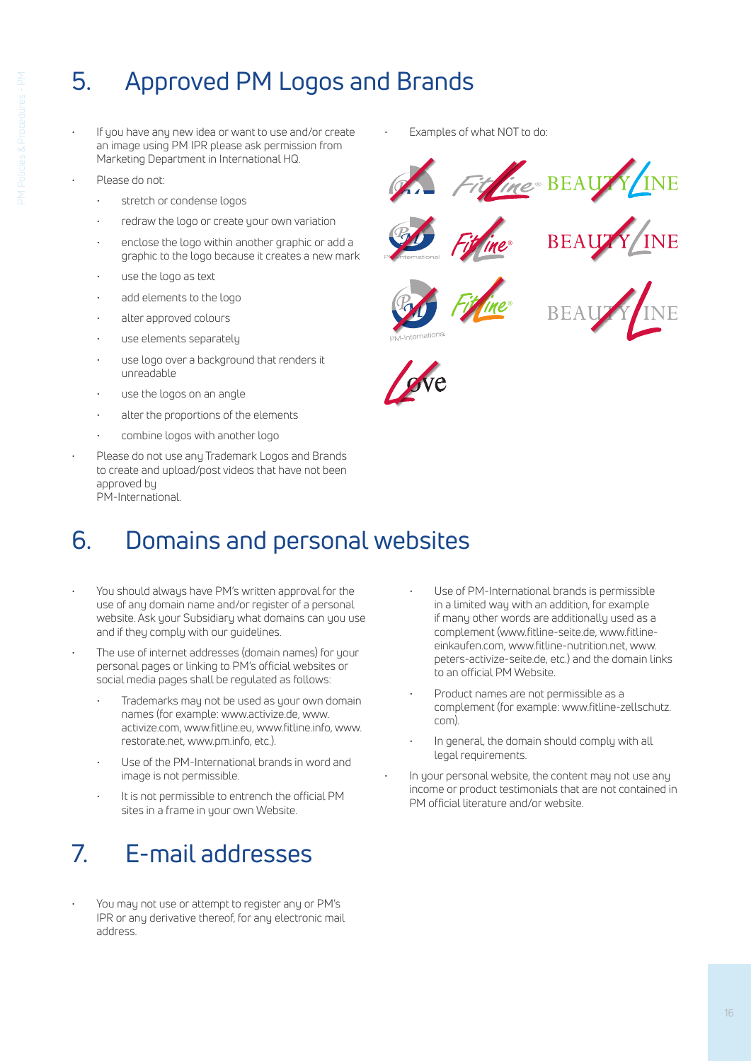# 5. Approved PM Logos and Brands

- If you have any new idea or want to use and/or create an image using PM IPR please ask permission from Marketing Department in International HQ.
- Please do not:
  - stretch or condense logos
  - redraw the logo or create your own variation
  - enclose the logo within another graphic or add a graphic to the logo because it creates a new mark
  - use the logo as text
  - add elements to the logo
  - alter approved colours
  - use elements separately
  - use logo over a background that renders it unreadable
  - use the logos on an angle
  - alter the proportions of the elements
  - combine logos with another logo
- Please do not use any Trademark Logos and Brands to create and upload/post videos that have not been approved by PM-International.
- Examples of what NOT to do:

# 6. Domains and personal websites

- You should always have PM's written approval for the use of any domain name and/or register of a personal website. Ask your Subsidiary what domains can you use and if they comply with our guidelines.
- The use of internet addresses (domain names) for your personal pages or linking to PM's official websites or social media pages shall be regulated as follows:
  - Trademarks may not be used as your own domain names (for example: www.activize.de, www.activize.com, www.fitline.eu, www.fitline.info, www.restorate.net, www.pm.info, etc.).
  - Use of the PM-International brands in word and image is not permissible.
  - It is not permissible to entrench the official PM sites in a frame in your own Website.
  - Use of PM-International brands is permissible in a limited way with an addition, for example if many other words are additionally used as a complement (www.fitline-seite.de, www.fitline-einkaufen.com, www.fitline-nutrition.net, www.peters-activize-seite.de, etc.) and the domain links to an official PM Website.
  - Product names are not permissible as a complement (for example: www.fitline-zellschutz.com).
  - In general, the domain should comply with all legal requirements.
- In your personal website, the content may not use any income or product testimonials that are not contained in PM official literature and/or website.

# 7. E-mail addresses

- You may not use or attempt to register any or PM's IPR or any derivative thereof, for any electronic mail address.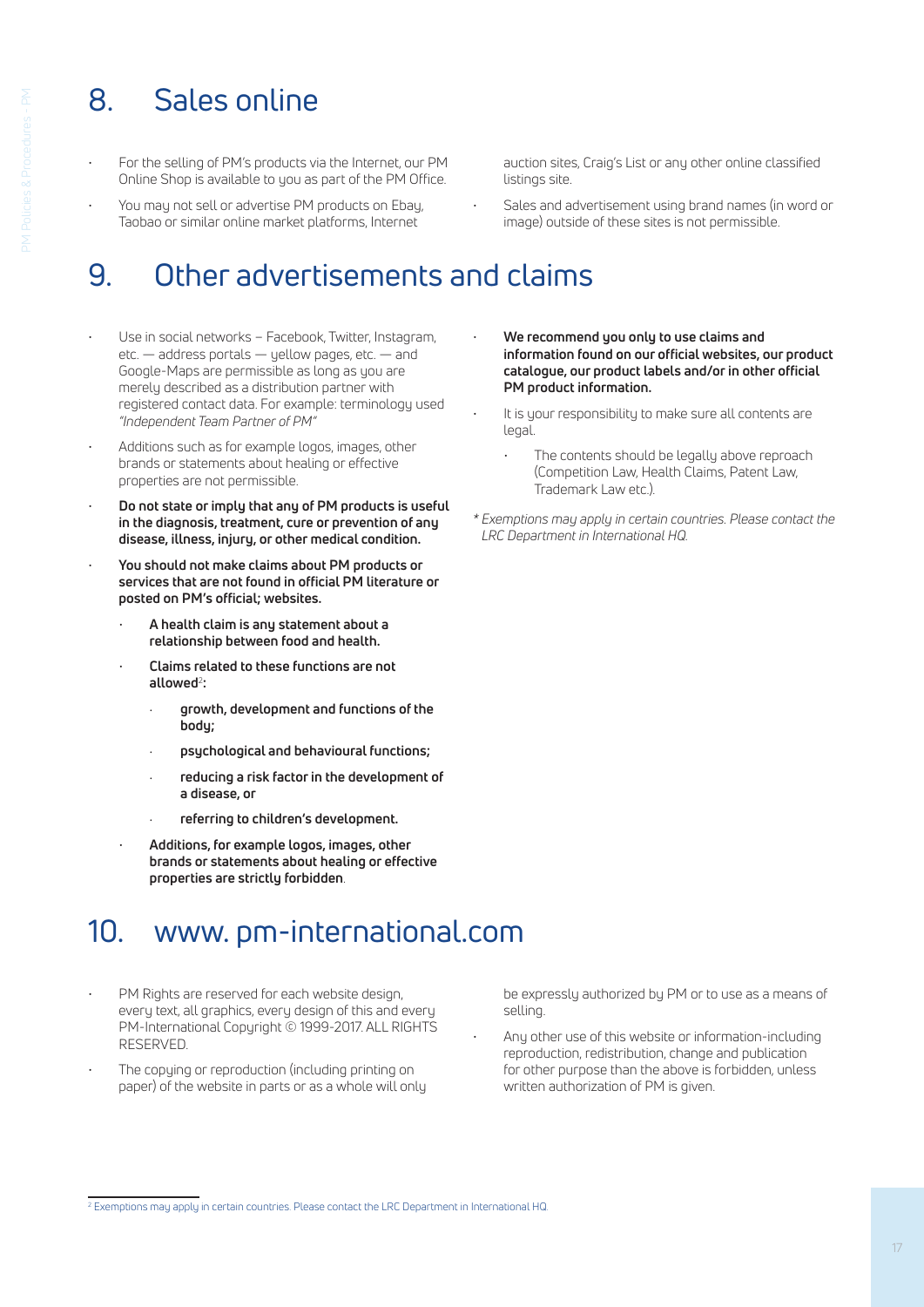## 8. Sales online

- For the selling of PM's products via the Internet, our PM Online Shop is available to you as part of the PM Office.
- You may not sell or advertise PM products on Ebay, Taobao or similar online market platforms, Internet auction sites, Craig's List or any other online classified listings site.
- Sales and advertisement using brand names (in word or image) outside of these sites is not permissible.

## 9. Other advertisements and claims

- Use in social networks – Facebook, Twitter, Instagram, etc. — address portals — yellow pages, etc. — and Google-Maps are permissible as long as you are merely described as a distribution partner with registered contact data. For example: terminology used *"Independent Team Partner of PM"*
- Additions such as for example logos, images, other brands or statements about healing or effective properties are not permissible.
- **Do not state or imply that any of PM products is useful in the diagnosis, treatment, cure or prevention of any disease, illness, injury, or other medical condition.**
- **You should not make claims about PM products or services that are not found in official PM literature or posted on PM's official; websites.**
  - **A health claim is any statement about a relationship between food and health.**
  - **Claims related to these functions are not allowed[2]:**
    - **growth, development and functions of the body;**
    - **psychological and behavioural functions;**
    - **reducing a risk factor in the development of a disease, or**
    - **referring to children's development.**
  - **Additions, for example logos, images, other brands or statements about healing or effective properties are strictly forbidden**.
- **We recommend you only to use claims and information found on our official websites, our product catalogue, our product labels and/or in other official PM product information.**
- It is your responsibility to make sure all contents are legal.
  - The contents should be legally above reproach (Competition Law, Health Claims, Patent Law, Trademark Law etc.).

*\* Exemptions may apply in certain countries. Please contact the LRC Department in International HQ.*

## 10. www. pm-international.com

- PM Rights are reserved for each website design, every text, all graphics, every design of this and every PM-International Copyright © 1999-2017. ALL RIGHTS RESERVED.
- The copying or reproduction (including printing on paper) of the website in parts or as a whole will only be expressly authorized by PM or to use as a means of selling.
- Any other use of this website or information-including reproduction, redistribution, change and publication for other purpose than the above is forbidden, unless written authorization of PM is given.

---

[2] Exemptions may apply in certain countries. Please contact the LRC Department in International HQ.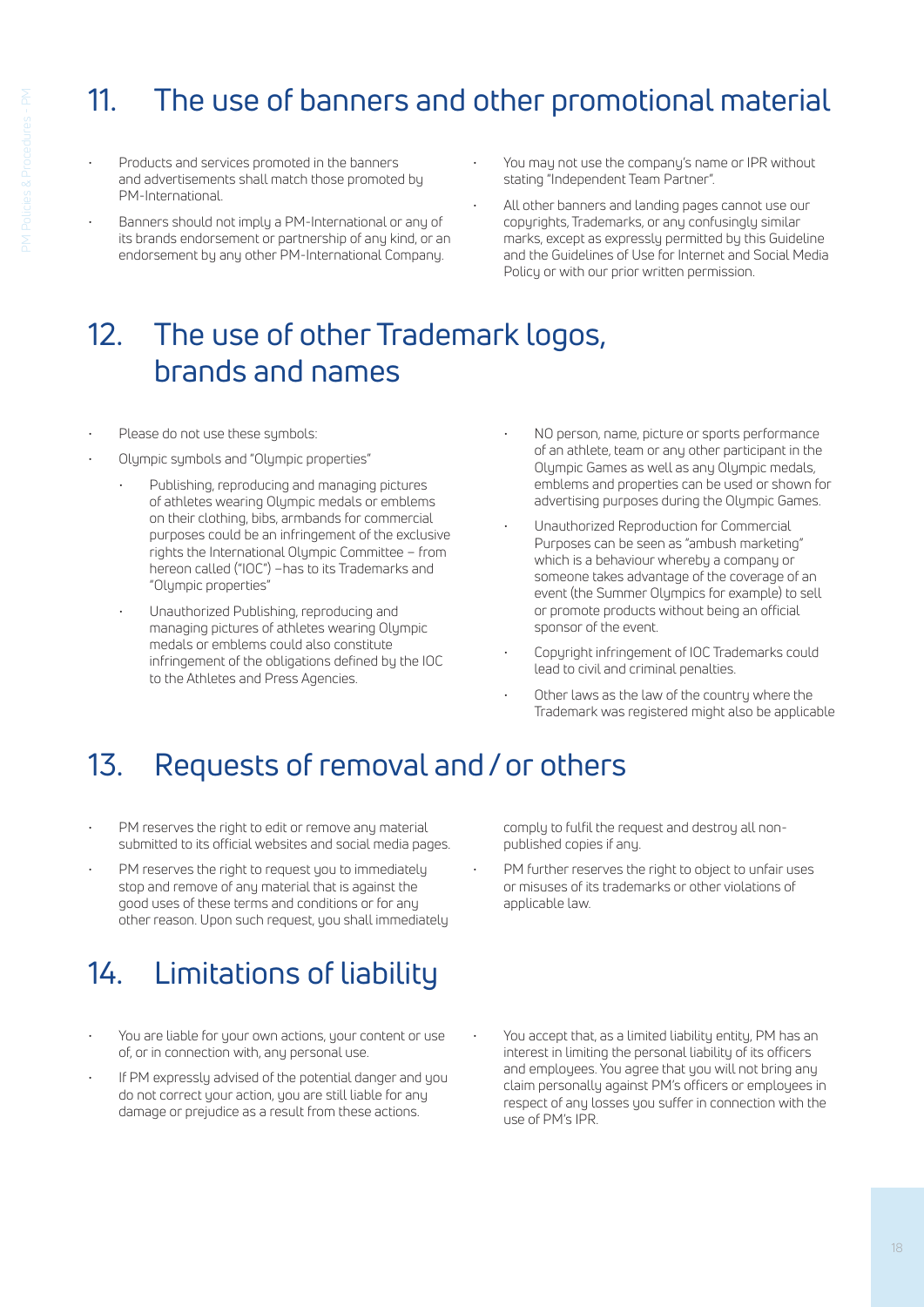## 11. The use of banners and other promotional material

- Products and services promoted in the banners and advertisements shall match those promoted by PM-International.
- Banners should not imply a PM-International or any of its brands endorsement or partnership of any kind, or an endorsement by any other PM-International Company.
- You may not use the company's name or IPR without stating "Independent Team Partner".
- All other banners and landing pages cannot use our copyrights, Trademarks, or any confusingly similar marks, except as expressly permitted by this Guideline and the Guidelines of Use for Internet and Social Media Policy or with our prior written permission.

## 12. The use of other Trademark logos, brands and names

- Please do not use these symbols:
- Olympic symbols and "Olympic properties"
  - Publishing, reproducing and managing pictures of athletes wearing Olympic medals or emblems on their clothing, bibs, armbands for commercial purposes could be an infringement of the exclusive rights the International Olympic Committee – from hereon called ("IOC") –has to its Trademarks and "Olympic properties"
  - Unauthorized Publishing, reproducing and managing pictures of athletes wearing Olympic medals or emblems could also constitute infringement of the obligations defined by the IOC to the Athletes and Press Agencies.
  - NO person, name, picture or sports performance of an athlete, team or any other participant in the Olympic Games as well as any Olympic medals, emblems and properties can be used or shown for advertising purposes during the Olympic Games.
  - Unauthorized Reproduction for Commercial Purposes can be seen as "ambush marketing" which is a behaviour whereby a company or someone takes advantage of the coverage of an event (the Summer Olympics for example) to sell or promote products without being an official sponsor of the event.
  - Copyright infringement of IOC Trademarks could lead to civil and criminal penalties.
  - Other laws as the law of the country where the Trademark was registered might also be applicable

## 13. Requests of removal and / or others

- PM reserves the right to edit or remove any material submitted to its official websites and social media pages.
- PM reserves the right to request you to immediately stop and remove of any material that is against the good uses of these terms and conditions or for any other reason. Upon such request, you shall immediately comply to fulfil the request and destroy all non-published copies if any.
- PM further reserves the right to object to unfair uses or misuses of its trademarks or other violations of applicable law.

## 14. Limitations of liability

- You are liable for your own actions, your content or use of, or in connection with, any personal use.
- If PM expressly advised of the potential danger and you do not correct your action, you are still liable for any damage or prejudice as a result from these actions.
- You accept that, as a limited liability entity, PM has an interest in limiting the personal liability of its officers and employees. You agree that you will not bring any claim personally against PM's officers or employees in respect of any losses you suffer in connection with the use of PM's IPR.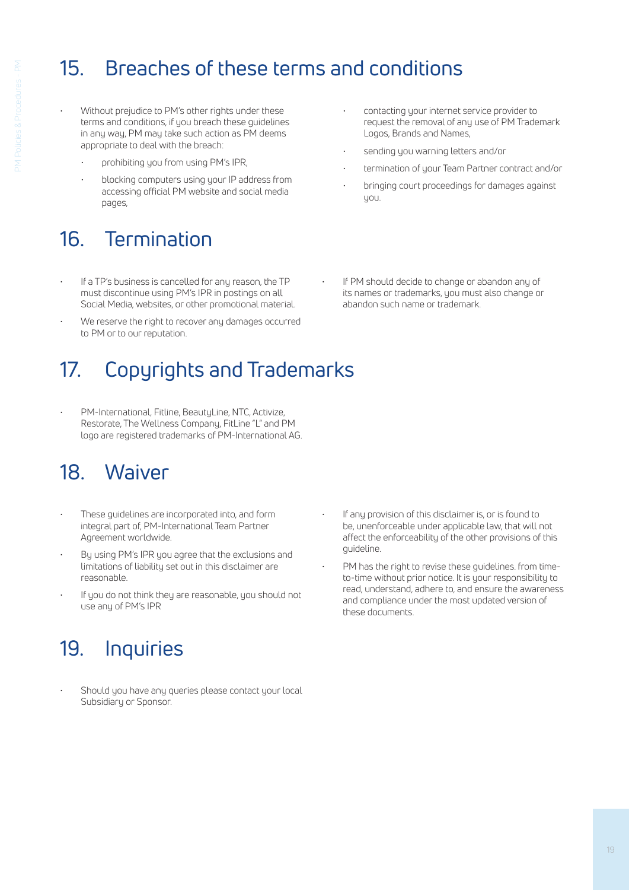## 15. Breaches of these terms and conditions

- Without prejudice to PM's other rights under these terms and conditions, if you breach these guidelines in any way, PM may take such action as PM deems appropriate to deal with the breach:
    - prohibiting you from using PM's IPR,
    - blocking computers using your IP address from accessing official PM website and social media pages,
    - contacting your internet service provider to request the removal of any use of PM Trademark Logos, Brands and Names,
    - sending you warning letters and/or
    - termination of your Team Partner contract and/or
    - bringing court proceedings for damages against you.

## 16. Termination

- If a TP's business is cancelled for any reason, the TP must discontinue using PM's IPR in postings on all Social Media, websites, or other promotional material.
- We reserve the right to recover any damages occurred to PM or to our reputation.
- If PM should decide to change or abandon any of its names or trademarks, you must also change or abandon such name or trademark.

## 17. Copyrights and Trademarks

- PM-International, Fitline, BeautyLine, NTC, Activize, Restorate, The Wellness Company, FitLine "L" and PM logo are registered trademarks of PM-International AG.

## 18. Waiver

- These guidelines are incorporated into, and form integral part of, PM-International Team Partner Agreement worldwide.
- By using PM's IPR you agree that the exclusions and limitations of liability set out in this disclaimer are reasonable.
- If you do not think they are reasonable, you should not use any of PM's IPR
- If any provision of this disclaimer is, or is found to be, unenforceable under applicable law, that will not affect the enforceability of the other provisions of this guideline.
- PM has the right to revise these guidelines. from time-to-time without prior notice. It is your responsibility to read, understand, adhere to, and ensure the awareness and compliance under the most updated version of these documents.

## 19. Inquiries

- Should you have any queries please contact your local Subsidiary or Sponsor.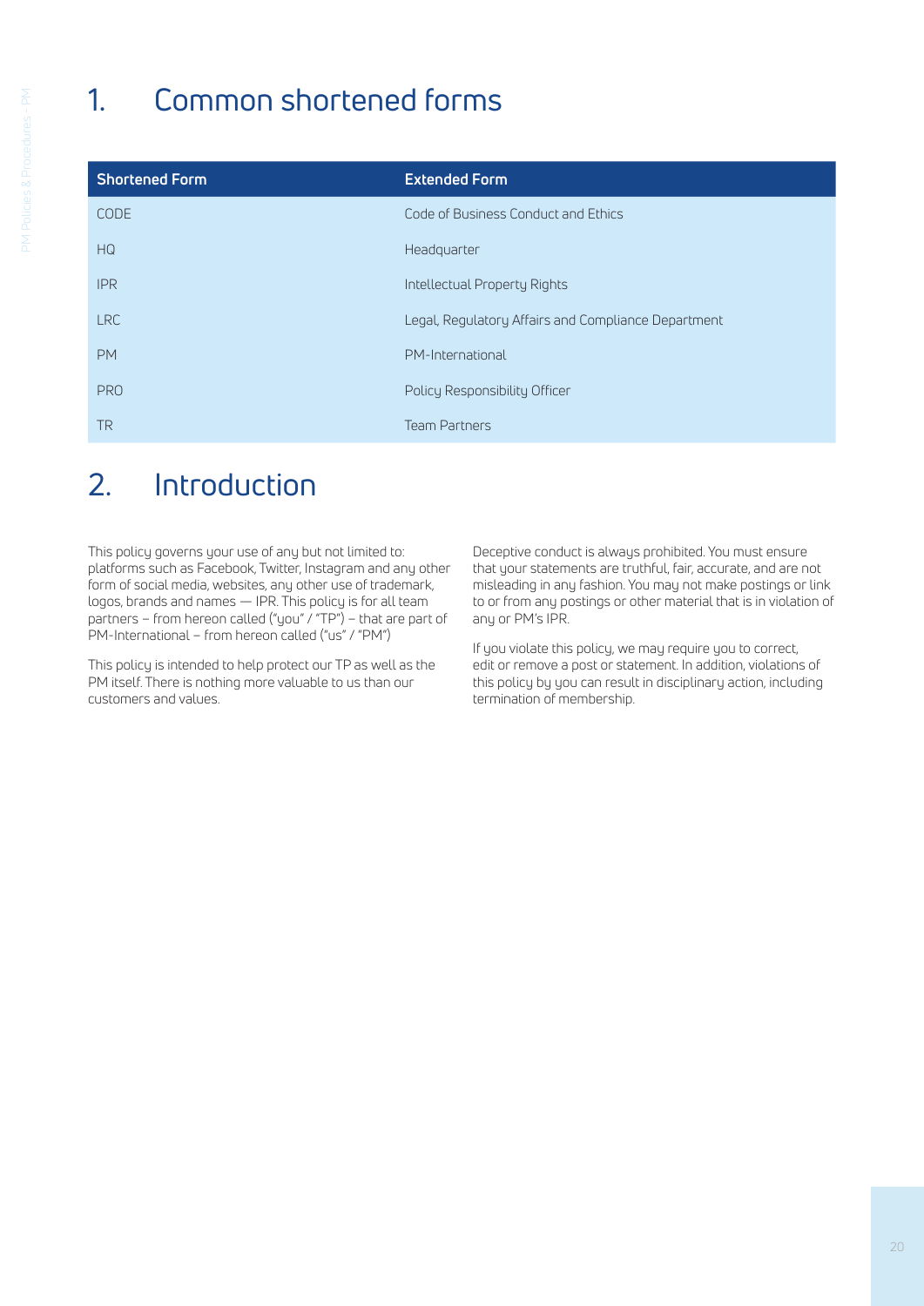# 1. Common shortened forms

| Shortened Form | Extended Form |
|---|---|
| CODE | Code of Business Conduct and Ethics |
| HQ | Headquarter |
| IPR | Intellectual Property Rights |
| LRC | Legal, Regulatory Affairs and Compliance Department |
| PM | PM-International |
| PRO | Policy Responsibility Officer |
| TR | Team Partners |

# 2. Introduction

This policy governs your use of any but not limited to: platforms such as Facebook, Twitter, Instagram and any other form of social media, websites, any other use of trademark, logos, brands and names — IPR. This policy is for all team partners – from hereon called ("you" / "TP") – that are part of PM-International – from hereon called ("us" / "PM")

This policy is intended to help protect our TP as well as the PM itself. There is nothing more valuable to us than our customers and values.

Deceptive conduct is always prohibited. You must ensure that your statements are truthful, fair, accurate, and are not misleading in any fashion. You may not make postings or link to or from any postings or other material that is in violation of any or PM's IPR.

If you violate this policy, we may require you to correct, edit or remove a post or statement. In addition, violations of this policy by you can result in disciplinary action, including termination of membership.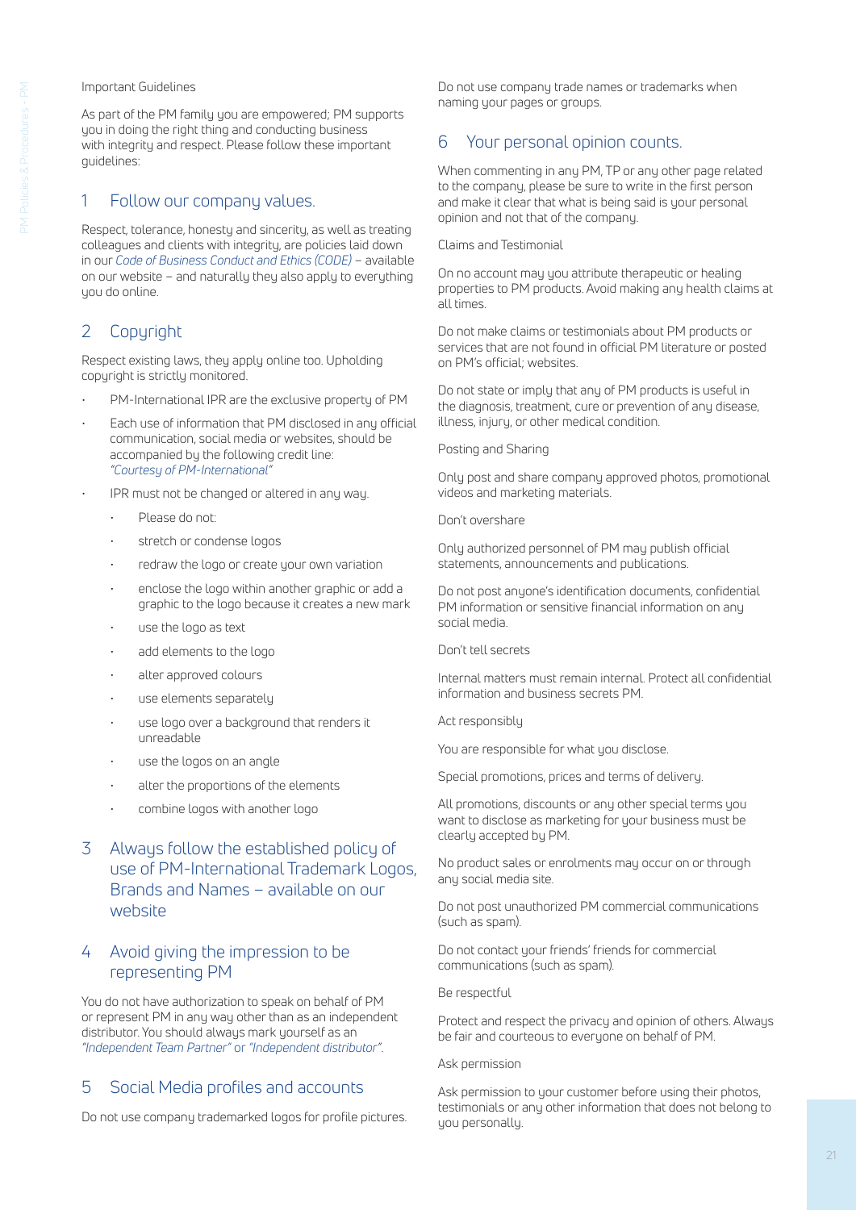Important Guidelines

As part of the PM family you are empowered; PM supports you in doing the right thing and conducting business with integrity and respect. Please follow these important guidelines:

## 1 Follow our company values.

Respect, tolerance, honesty and sincerity, as well as treating colleagues and clients with integrity, are policies laid down in our *Code of Business Conduct and Ethics (CODE)* – available on our website – and naturally they also apply to everything you do online.

## 2 Copyright

Respect existing laws, they apply online too. Upholding copyright is strictly monitored.

- PM-International IPR are the exclusive property of PM
- Each use of information that PM disclosed in any official communication, social media or websites, should be accompanied by the following credit line: *"Courtesy of PM-International"*
- IPR must not be changed or altered in any way.
    - Please do not:
    - stretch or condense logos
    - redraw the logo or create your own variation
    - enclose the logo within another graphic or add a graphic to the logo because it creates a new mark
    - use the logo as text
    - add elements to the logo
    - alter approved colours
    - use elements separately
    - use logo over a background that renders it unreadable
    - use the logos on an angle
    - alter the proportions of the elements
    - combine logos with another logo

## 3 Always follow the established policy of use of PM-International Trademark Logos, Brands and Names – available on our website

## 4 Avoid giving the impression to be representing PM

You do not have authorization to speak on behalf of PM or represent PM in any way other than as an independent distributor. You should always mark yourself as an *"Independent Team Partner"* or *"Independent distributor"*.

## 5 Social Media profiles and accounts

Do not use company trademarked logos for profile pictures.

Do not use company trade names or trademarks when naming your pages or groups.

## 6 Your personal opinion counts.

When commenting in any PM, TP or any other page related to the company, please be sure to write in the first person and make it clear that what is being said is your personal opinion and not that of the company.

Claims and Testimonial

On no account may you attribute therapeutic or healing properties to PM products. Avoid making any health claims at all times.

Do not make claims or testimonials about PM products or services that are not found in official PM literature or posted on PM's official; websites.

Do not state or imply that any of PM products is useful in the diagnosis, treatment, cure or prevention of any disease, illness, injury, or other medical condition.

Posting and Sharing

Only post and share company approved photos, promotional videos and marketing materials.

Don't overshare

Only authorized personnel of PM may publish official statements, announcements and publications.

Do not post anyone's identification documents, confidential PM information or sensitive financial information on any social media.

Don't tell secrets

Internal matters must remain internal. Protect all confidential information and business secrets PM.

Act responsibly

You are responsible for what you disclose.

Special promotions, prices and terms of delivery.

All promotions, discounts or any other special terms you want to disclose as marketing for your business must be clearly accepted by PM.

No product sales or enrolments may occur on or through any social media site.

Do not post unauthorized PM commercial communications (such as spam).

Do not contact your friends' friends for commercial communications (such as spam).

Be respectful

Protect and respect the privacy and opinion of others. Always be fair and courteous to everyone on behalf of PM.

Ask permission

Ask permission to your customer before using their photos, testimonials or any other information that does not belong to you personally.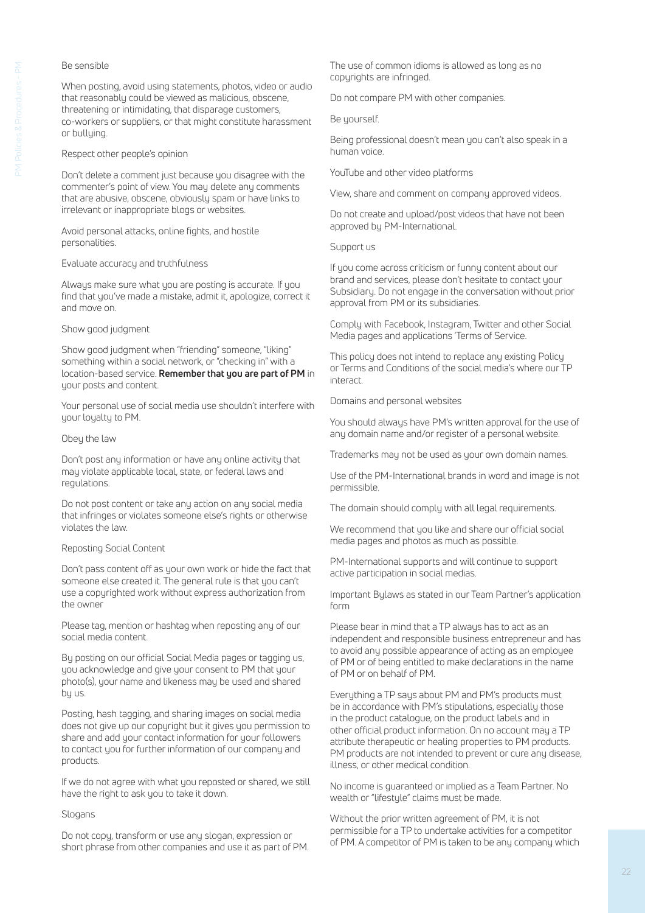### Be sensible

When posting, avoid using statements, photos, video or audio that reasonably could be viewed as malicious, obscene, threatening or intimidating, that disparage customers, co-workers or suppliers, or that might constitute harassment or bullying.

### Respect other people's opinion

Don't delete a comment just because you disagree with the commenter's point of view. You may delete any comments that are abusive, obscene, obviously spam or have links to irrelevant or inappropriate blogs or websites.

Avoid personal attacks, online fights, and hostile personalities.

### Evaluate accuracy and truthfulness

Always make sure what you are posting is accurate. If you find that you've made a mistake, admit it, apologize, correct it and move on.

### Show good judgment

Show good judgment when "friending" someone, "liking" something within a social network, or "checking in" with a location-based service. **Remember that you are part of PM** in your posts and content.

Your personal use of social media use shouldn't interfere with your loyalty to PM.

### Obey the law

Don't post any information or have any online activity that may violate applicable local, state, or federal laws and regulations.

Do not post content or take any action on any social media that infringes or violates someone else's rights or otherwise violates the law.

### Reposting Social Content

Don't pass content off as your own work or hide the fact that someone else created it. The general rule is that you can't use a copyrighted work without express authorization from the owner

Please tag, mention or hashtag when reposting any of our social media content.

By posting on our official Social Media pages or tagging us, you acknowledge and give your consent to PM that your photo(s), your name and likeness may be used and shared by us.

Posting, hash tagging, and sharing images on social media does not give up our copyright but it gives you permission to share and add your contact information for your followers to contact you for further information of our company and products.

If we do not agree with what you reposted or shared, we still have the right to ask you to take it down.

### Slogans

Do not copy, transform or use any slogan, expression or short phrase from other companies and use it as part of PM.

The use of common idioms is allowed as long as no copyrights are infringed.

Do not compare PM with other companies.

### Be yourself.

Being professional doesn't mean you can't also speak in a human voice.

### YouTube and other video platforms

View, share and comment on company approved videos.

Do not create and upload/post videos that have not been approved by PM-International.

### Support us

If you come across criticism or funny content about our brand and services, please don't hesitate to contact your Subsidiary. Do not engage in the conversation without prior approval from PM or its subsidiaries.

Comply with Facebook, Instagram, Twitter and other Social Media pages and applications 'Terms of Service.

This policy does not intend to replace any existing Policy or Terms and Conditions of the social media's where our TP interact.

### Domains and personal websites

You should always have PM's written approval for the use of any domain name and/or register of a personal website.

Trademarks may not be used as your own domain names.

Use of the PM-International brands in word and image is not permissible.

The domain should comply with all legal requirements.

We recommend that you like and share our official social media pages and photos as much as possible.

PM-International supports and will continue to support active participation in social medias.

### Important Bylaws as stated in our Team Partner's application form

Please bear in mind that a TP always has to act as an independent and responsible business entrepreneur and has to avoid any possible appearance of acting as an employee of PM or of being entitled to make declarations in the name of PM or on behalf of PM.

Everything a TP says about PM and PM's products must be in accordance with PM's stipulations, especially those in the product catalogue, on the product labels and in other official product information. On no account may a TP attribute therapeutic or healing properties to PM products. PM products are not intended to prevent or cure any disease, illness, or other medical condition.

No income is guaranteed or implied as a Team Partner. No wealth or "lifestyle" claims must be made.

Without the prior written agreement of PM, it is not permissible for a TP to undertake activities for a competitor of PM. A competitor of PM is taken to be any company which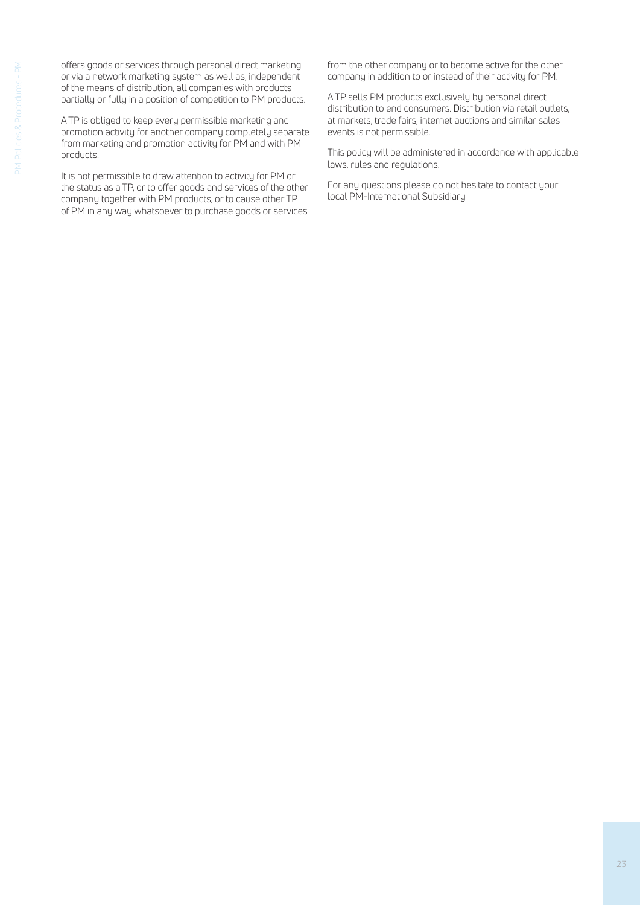offers goods or services through personal direct marketing or via a network marketing system as well as, independent of the means of distribution, all companies with products partially or fully in a position of competition to PM products.

A TP is obliged to keep every permissible marketing and promotion activity for another company completely separate from marketing and promotion activity for PM and with PM products.

It is not permissible to draw attention to activity for PM or the status as a TP, or to offer goods and services of the other company together with PM products, or to cause other TP of PM in any way whatsoever to purchase goods or services from the other company or to become active for the other company in addition to or instead of their activity for PM.

A TP sells PM products exclusively by personal direct distribution to end consumers. Distribution via retail outlets, at markets, trade fairs, internet auctions and similar sales events is not permissible.

This policy will be administered in accordance with applicable laws, rules and regulations.

For any questions please do not hesitate to contact your local PM-International Subsidiary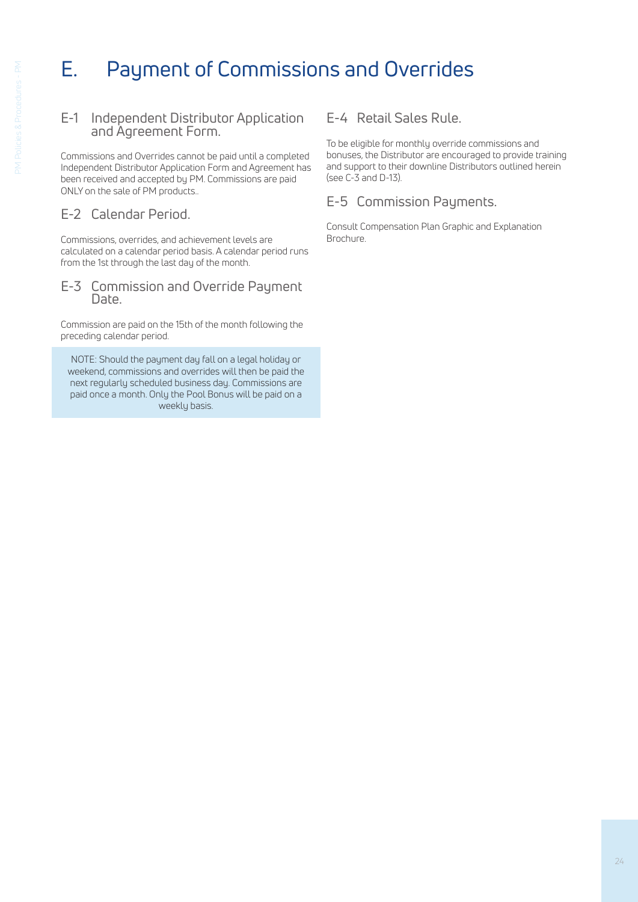# E. Payment of Commissions and Overrides

## E-1 Independent Distributor Application and Agreement Form.

Commissions and Overrides cannot be paid until a completed Independent Distributor Application Form and Agreement has been received and accepted by PM. Commissions are paid ONLY on the sale of PM products..

## E-2 Calendar Period.

Commissions, overrides, and achievement levels are calculated on a calendar period basis. A calendar period runs from the 1st through the last day of the month.

## E-3 Commission and Override Payment Date.

Commission are paid on the 15th of the month following the preceding calendar period.

> NOTE: Should the payment day fall on a legal holiday or weekend, commissions and overrides will then be paid the next regularly scheduled business day. Commissions are paid once a month. Only the Pool Bonus will be paid on a weekly basis.

## E-4 Retail Sales Rule.

To be eligible for monthly override commissions and bonuses, the Distributor are encouraged to provide training and support to their downline Distributors outlined herein (see C-3 and D-13).

## E-5 Commission Payments.

Consult Compensation Plan Graphic and Explanation Brochure.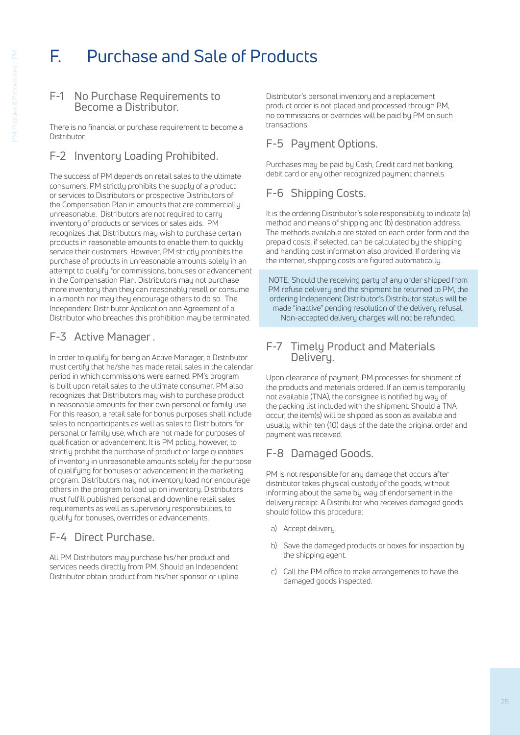# F. Purchase and Sale of Products

## F-1 No Purchase Requirements to Become a Distributor.

There is no financial or purchase requirement to become a Distributor.

## F-2 Inventory Loading Prohibited.

The success of PM depends on retail sales to the ultimate consumers. PM strictly prohibits the supply of a product or services to Distributors or prospective Distributors of the Compensation Plan in amounts that are commercially unreasonable. Distributors are not required to carry inventory of products or services or sales aids. PM recognizes that Distributors may wish to purchase certain products in reasonable amounts to enable them to quickly service their customers. However, PM strictly prohibits the purchase of products in unreasonable amounts solely in an attempt to qualify for commissions, bonuses or advancement in the Compensation Plan. Distributors may not purchase more inventory than they can reasonably resell or consume in a month nor may they encourage others to do so. The Independent Distributor Application and Agreement of a Distributor who breaches this prohibition may be terminated.

## F-3 Active Manager .

In order to qualify for being an Active Manager, a Distributor must certify that he/she has made retail sales in the calendar period in which commissions were earned. PM's program is built upon retail sales to the ultimate consumer. PM also recognizes that Distributors may wish to purchase product in reasonable amounts for their own personal or family use. For this reason, a retail sale for bonus purposes shall include sales to nonparticipants as well as sales to Distributors for personal or family use, which are not made for purposes of qualification or advancement. It is PM policy, however, to strictly prohibit the purchase of product or large quantities of inventory in unreasonable amounts solely for the purpose of qualifying for bonuses or advancement in the marketing program. Distributors may not inventory load nor encourage others in the program to load up on inventory. Distributors must fulfill published personal and downline retail sales requirements as well as supervisory responsibilities, to qualify for bonuses, overrides or advancements.

## F-4 Direct Purchase.

All PM Distributors may purchase his/her product and services needs directly from PM. Should an Independent Distributor obtain product from his/her sponsor or upline Distributor's personal inventory and a replacement product order is not placed and processed through PM, no commissions or overrides will be paid by PM on such transactions.

## F-5 Payment Options.

Purchases may be paid by Cash, Credit card net banking, debit card or any other recognized payment channels.

## F-6 Shipping Costs.

It is the ordering Distributor's sole responsibility to indicate (a) method and means of shipping and (b) destination address. The methods available are stated on each order form and the prepaid costs, if selected, can be calculated by the shipping and handling cost information also provided. If ordering via the internet, shipping costs are figured automatically.

NOTE: Should the receiving party of any order shipped from PM refuse delivery and the shipment be returned to PM, the ordering Independent Distributor's Distributor status will be made "inactive" pending resolution of the delivery refusal. Non-accepted delivery charges will not be refunded.

## F-7 Timely Product and Materials Delivery.

Upon clearance of payment, PM processes for shipment of the products and materials ordered. If an item is temporarily not available (TNA), the consignee is notified by way of the packing list included with the shipment. Should a TNA occur, the item(s) will be shipped as soon as available and usually within ten (10) days of the date the original order and payment was received.

## F-8 Damaged Goods.

PM is not responsible for any damage that occurs after distributor takes physical custody of the goods, without informing about the same by way of endorsement in the delivery receipt. A Distributor who receives damaged goods should follow this procedure:

a) Accept delivery.

b) Save the damaged products or boxes for inspection by the shipping agent.

c) Call the PM office to make arrangements to have the damaged goods inspected.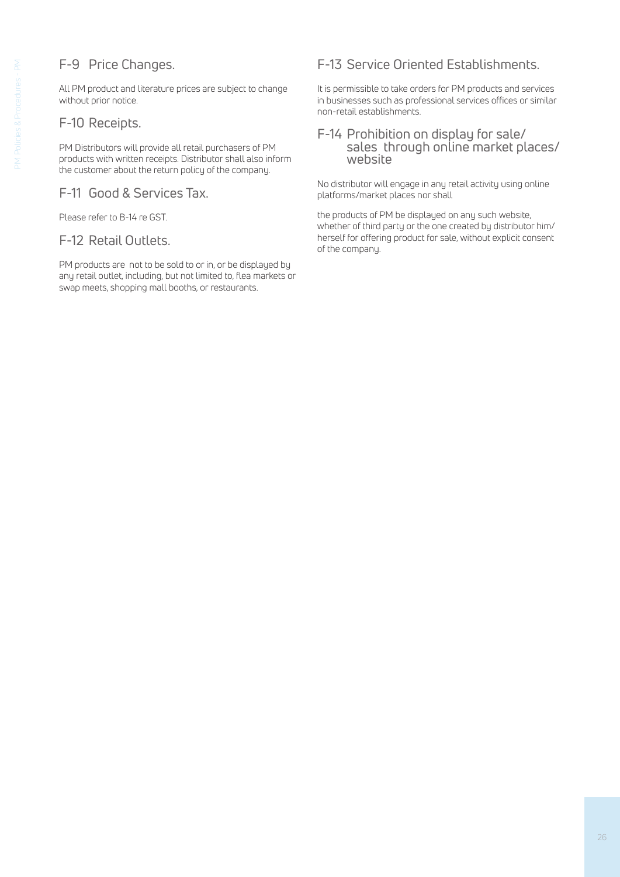## F-9 Price Changes.

All PM product and literature prices are subject to change without prior notice.

## F-10 Receipts.

PM Distributors will provide all retail purchasers of PM products with written receipts. Distributor shall also inform the customer about the return policy of the company.

## F-11 Good & Services Tax.

Please refer to B-14 re GST.

## F-12 Retail Outlets.

PM products are not to be sold to or in, or be displayed by any retail outlet, including, but not limited to, flea markets or swap meets, shopping mall booths, or restaurants.

## F-13 Service Oriented Establishments.

It is permissible to take orders for PM products and services in businesses such as professional services offices or similar non-retail establishments.

## F-14 Prohibition on display for sale/ sales through online market places/ website

No distributor will engage in any retail activity using online platforms/market places nor shall

the products of PM be displayed on any such website, whether of third party or the one created by distributor him/ herself for offering product for sale, without explicit consent of the company.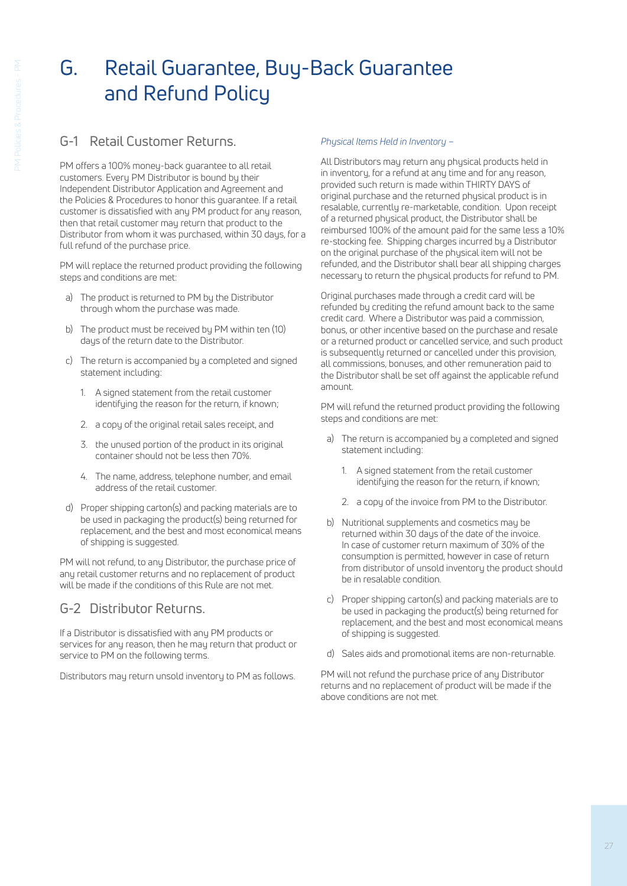# G. Retail Guarantee, Buy-Back Guarantee and Refund Policy

## G-1 Retail Customer Returns.

PM offers a 100% money-back guarantee to all retail customers. Every PM Distributor is bound by their Independent Distributor Application and Agreement and the Policies & Procedures to honor this guarantee. If a retail customer is dissatisfied with any PM product for any reason, then that retail customer may return that product to the Distributor from whom it was purchased, within 30 days, for a full refund of the purchase price.

PM will replace the returned product providing the following steps and conditions are met:

a) The product is returned to PM by the Distributor through whom the purchase was made.

b) The product must be received by PM within ten (10) days of the return date to the Distributor.

c) The return is accompanied by a completed and signed statement including:

   1. A signed statement from the retail customer identifying the reason for the return, if known;
   2. a copy of the original retail sales receipt, and
   3. the unused portion of the product in its original container should not be less then 70%.
   4. The name, address, telephone number, and email address of the retail customer.

d) Proper shipping carton(s) and packing materials are to be used in packaging the product(s) being returned for replacement, and the best and most economical means of shipping is suggested.

PM will not refund, to any Distributor, the purchase price of any retail customer returns and no replacement of product will be made if the conditions of this Rule are not met.

## G-2 Distributor Returns.

If a Distributor is dissatisfied with any PM products or services for any reason, then he may return that product or service to PM on the following terms.

Distributors may return unsold inventory to PM as follows.

*Physical Items Held in Inventory –*

All Distributors may return any physical products held in in inventory, for a refund at any time and for any reason, provided such return is made within THIRTY DAYS of original purchase and the returned physical product is in resalable, currently re-marketable, condition. Upon receipt of a returned physical product, the Distributor shall be reimbursed 100% of the amount paid for the same less a 10% re-stocking fee. Shipping charges incurred by a Distributor on the original purchase of the physical item will not be refunded, and the Distributor shall bear all shipping charges necessary to return the physical products for refund to PM.

Original purchases made through a credit card will be refunded by crediting the refund amount back to the same credit card. Where a Distributor was paid a commission, bonus, or other incentive based on the purchase and resale or a returned product or cancelled service, and such product is subsequently returned or cancelled under this provision, all commissions, bonuses, and other remuneration paid to the Distributor shall be set off against the applicable refund amount.

PM will refund the returned product providing the following steps and conditions are met:

a) The return is accompanied by a completed and signed statement including:

   1. A signed statement from the retail customer identifying the reason for the return, if known;
   2. a copy of the invoice from PM to the Distributor.

b) Nutritional supplements and cosmetics may be returned within 30 days of the date of the invoice. In case of customer return maximum of 30% of the consumption is permitted, however in case of return from distributor of unsold inventory the product should be in resalable condition.

c) Proper shipping carton(s) and packing materials are to be used in packaging the product(s) being returned for replacement, and the best and most economical means of shipping is suggested.

d) Sales aids and promotional items are non-returnable.

PM will not refund the purchase price of any Distributor returns and no replacement of product will be made if the above conditions are not met.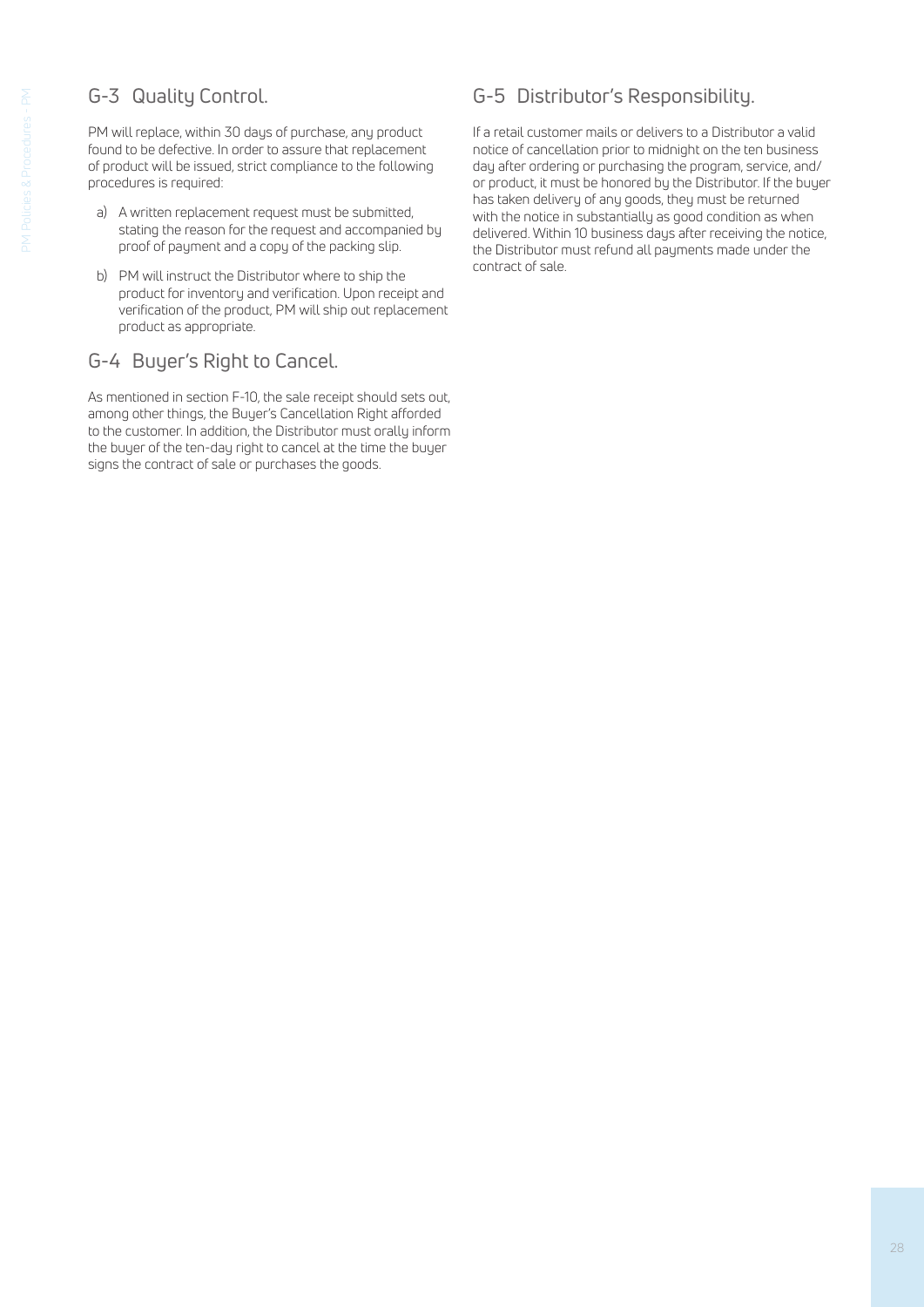## G-3 Quality Control.

PM will replace, within 30 days of purchase, any product found to be defective. In order to assure that replacement of product will be issued, strict compliance to the following procedures is required:

a) A written replacement request must be submitted, stating the reason for the request and accompanied by proof of payment and a copy of the packing slip.

b) PM will instruct the Distributor where to ship the product for inventory and verification. Upon receipt and verification of the product, PM will ship out replacement product as appropriate.

## G-4 Buyer's Right to Cancel.

As mentioned in section F-10, the sale receipt should sets out, among other things, the Buyer's Cancellation Right afforded to the customer. In addition, the Distributor must orally inform the buyer of the ten-day right to cancel at the time the buyer signs the contract of sale or purchases the goods.

## G-5 Distributor's Responsibility.

If a retail customer mails or delivers to a Distributor a valid notice of cancellation prior to midnight on the ten business day after ordering or purchasing the program, service, and/or product, it must be honored by the Distributor. If the buyer has taken delivery of any goods, they must be returned with the notice in substantially as good condition as when delivered. Within 10 business days after receiving the notice, the Distributor must refund all payments made under the contract of sale.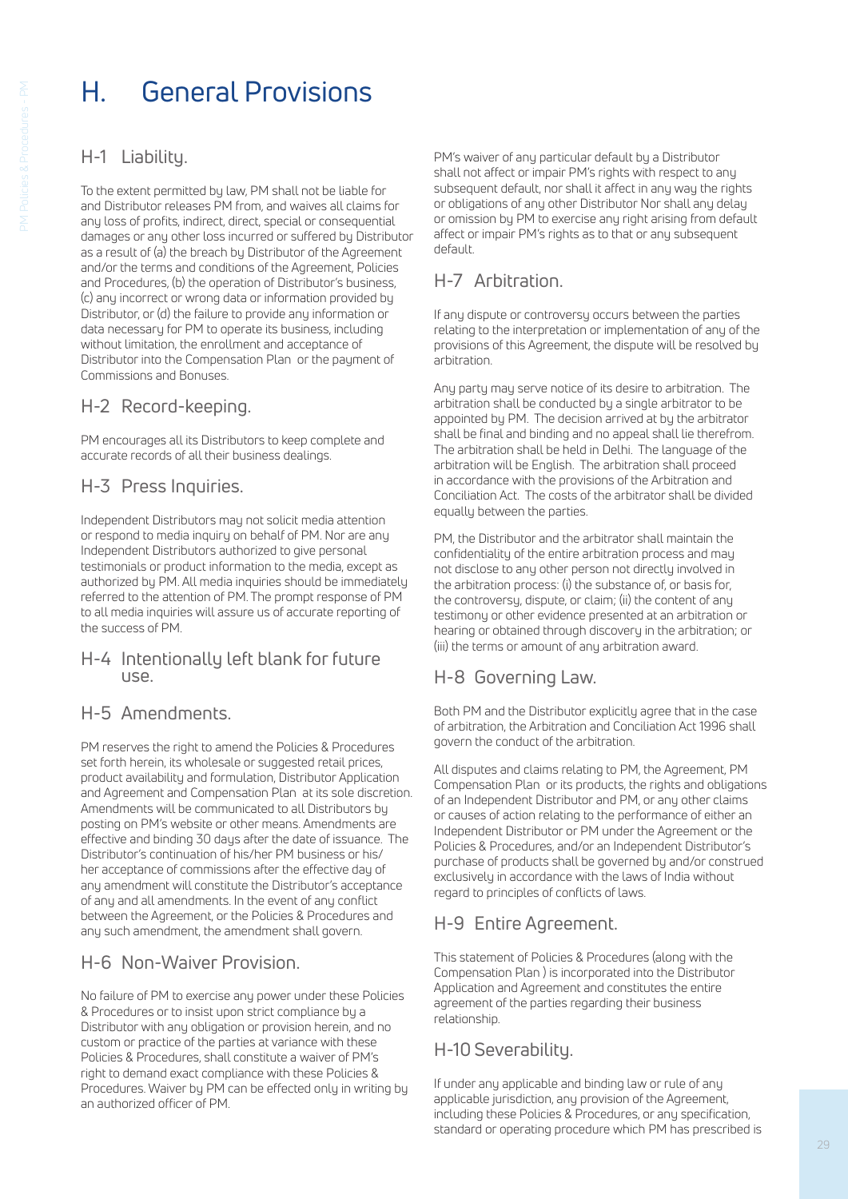# H. General Provisions

## H-1 Liability.

To the extent permitted by law, PM shall not be liable for and Distributor releases PM from, and waives all claims for any loss of profits, indirect, direct, special or consequential damages or any other loss incurred or suffered by Distributor as a result of (a) the breach by Distributor of the Agreement and/or the terms and conditions of the Agreement, Policies and Procedures, (b) the operation of Distributor's business, (c) any incorrect or wrong data or information provided by Distributor, or (d) the failure to provide any information or data necessary for PM to operate its business, including without limitation, the enrollment and acceptance of Distributor into the Compensation Plan or the payment of Commissions and Bonuses.

## H-2 Record-keeping.

PM encourages all its Distributors to keep complete and accurate records of all their business dealings.

## H-3 Press Inquiries.

Independent Distributors may not solicit media attention or respond to media inquiry on behalf of PM. Nor are any Independent Distributors authorized to give personal testimonials or product information to the media, except as authorized by PM. All media inquiries should be immediately referred to the attention of PM. The prompt response of PM to all media inquiries will assure us of accurate reporting of the success of PM.

## H-4 Intentionally left blank for future use.

## H-5 Amendments.

PM reserves the right to amend the Policies & Procedures set forth herein, its wholesale or suggested retail prices, product availability and formulation, Distributor Application and Agreement and Compensation Plan at its sole discretion. Amendments will be communicated to all Distributors by posting on PM's website or other means. Amendments are effective and binding 30 days after the date of issuance. The Distributor's continuation of his/her PM business or his/her acceptance of commissions after the effective day of any amendment will constitute the Distributor's acceptance of any and all amendments. In the event of any conflict between the Agreement, or the Policies & Procedures and any such amendment, the amendment shall govern.

## H-6 Non-Waiver Provision.

No failure of PM to exercise any power under these Policies & Procedures or to insist upon strict compliance by a Distributor with any obligation or provision herein, and no custom or practice of the parties at variance with these Policies & Procedures, shall constitute a waiver of PM's right to demand exact compliance with these Policies & Procedures. Waiver by PM can be effected only in writing by an authorized officer of PM.

PM's waiver of any particular default by a Distributor shall not affect or impair PM's rights with respect to any subsequent default, nor shall it affect in any way the rights or obligations of any other Distributor Nor shall any delay or omission by PM to exercise any right arising from default affect or impair PM's rights as to that or any subsequent default.

## H-7 Arbitration.

If any dispute or controversy occurs between the parties relating to the interpretation or implementation of any of the provisions of this Agreement, the dispute will be resolved by arbitration.

Any party may serve notice of its desire to arbitration. The arbitration shall be conducted by a single arbitrator to be appointed by PM. The decision arrived at by the arbitrator shall be final and binding and no appeal shall lie therefrom. The arbitration shall be held in Delhi. The language of the arbitration will be English. The arbitration shall proceed in accordance with the provisions of the Arbitration and Conciliation Act. The costs of the arbitrator shall be divided equally between the parties.

PM, the Distributor and the arbitrator shall maintain the confidentiality of the entire arbitration process and may not disclose to any other person not directly involved in the arbitration process: (i) the substance of, or basis for, the controversy, dispute, or claim; (ii) the content of any testimony or other evidence presented at an arbitration or hearing or obtained through discovery in the arbitration; or (iii) the terms or amount of any arbitration award.

## H-8 Governing Law.

Both PM and the Distributor explicitly agree that in the case of arbitration, the Arbitration and Conciliation Act 1996 shall govern the conduct of the arbitration.

All disputes and claims relating to PM, the Agreement, PM Compensation Plan or its products, the rights and obligations of an Independent Distributor and PM, or any other claims or causes of action relating to the performance of either an Independent Distributor or PM under the Agreement or the Policies & Procedures, and/or an Independent Distributor's purchase of products shall be governed by and/or construed exclusively in accordance with the laws of India without regard to principles of conflicts of laws.

## H-9 Entire Agreement.

This statement of Policies & Procedures (along with the Compensation Plan ) is incorporated into the Distributor Application and Agreement and constitutes the entire agreement of the parties regarding their business relationship.

## H-10 Severability.

If under any applicable and binding law or rule of any applicable jurisdiction, any provision of the Agreement, including these Policies & Procedures, or any specification, standard or operating procedure which PM has prescribed is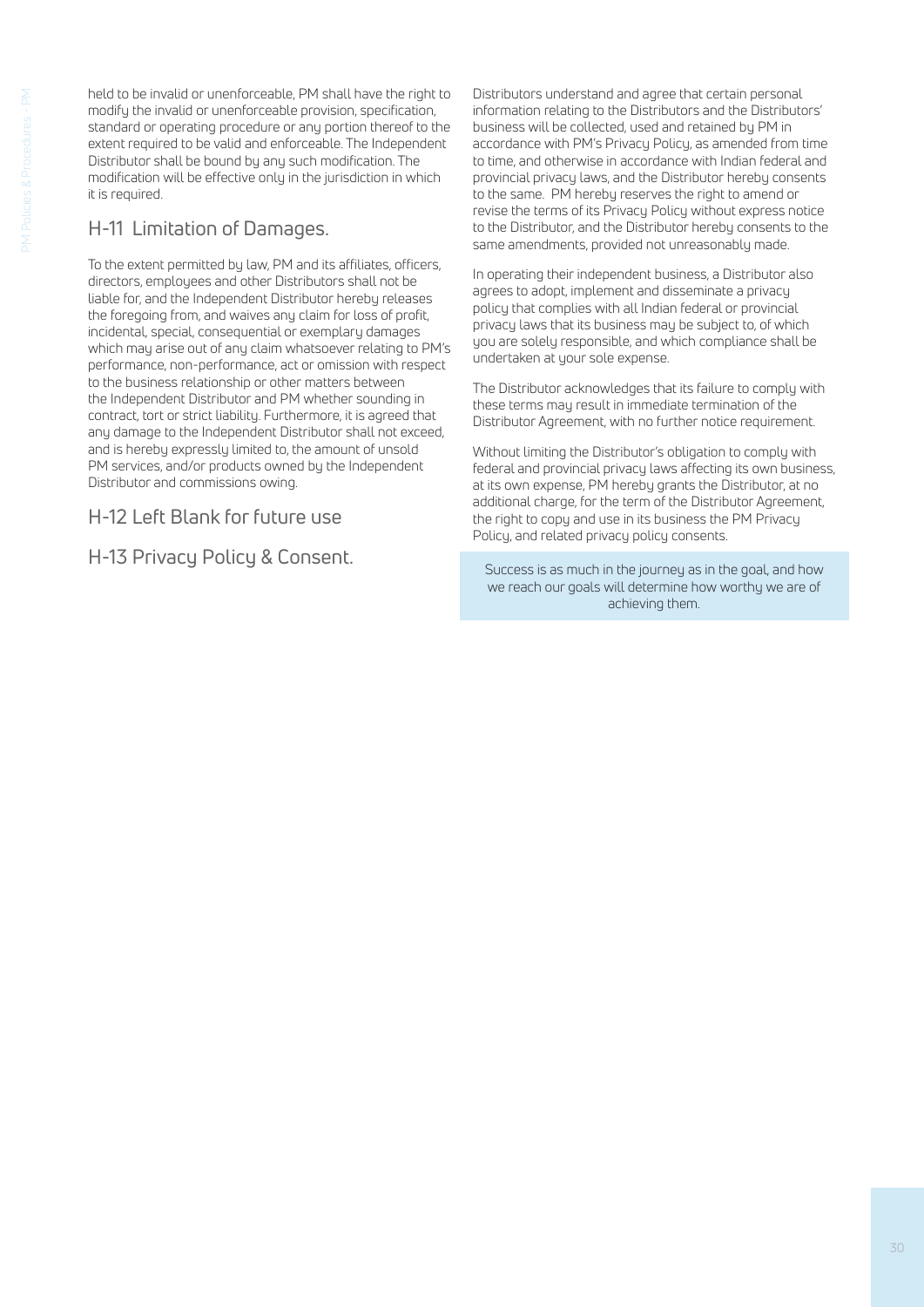held to be invalid or unenforceable, PM shall have the right to modify the invalid or unenforceable provision, specification, standard or operating procedure or any portion thereof to the extent required to be valid and enforceable. The Independent Distributor shall be bound by any such modification. The modification will be effective only in the jurisdiction in which it is required.

## H-11 Limitation of Damages.

To the extent permitted by law, PM and its affiliates, officers, directors, employees and other Distributors shall not be liable for, and the Independent Distributor hereby releases the foregoing from, and waives any claim for loss of profit, incidental, special, consequential or exemplary damages which may arise out of any claim whatsoever relating to PM's performance, non-performance, act or omission with respect to the business relationship or other matters between the Independent Distributor and PM whether sounding in contract, tort or strict liability. Furthermore, it is agreed that any damage to the Independent Distributor shall not exceed, and is hereby expressly limited to, the amount of unsold PM services, and/or products owned by the Independent Distributor and commissions owing.

## H-12 Left Blank for future use

## H-13 Privacy Policy & Consent.

Distributors understand and agree that certain personal information relating to the Distributors and the Distributors' business will be collected, used and retained by PM in accordance with PM's Privacy Policy, as amended from time to time, and otherwise in accordance with Indian federal and provincial privacy laws, and the Distributor hereby consents to the same. PM hereby reserves the right to amend or revise the terms of its Privacy Policy without express notice to the Distributor, and the Distributor hereby consents to the same amendments, provided not unreasonably made.

In operating their independent business, a Distributor also agrees to adopt, implement and disseminate a privacy policy that complies with all Indian federal or provincial privacy laws that its business may be subject to, of which you are solely responsible, and which compliance shall be undertaken at your sole expense.

The Distributor acknowledges that its failure to comply with these terms may result in immediate termination of the Distributor Agreement, with no further notice requirement.

Without limiting the Distributor's obligation to comply with federal and provincial privacy laws affecting its own business, at its own expense, PM hereby grants the Distributor, at no additional charge, for the term of the Distributor Agreement, the right to copy and use in its business the PM Privacy Policy, and related privacy policy consents.

> Success is as much in the journey as in the goal, and how we reach our goals will determine how worthy we are of achieving them.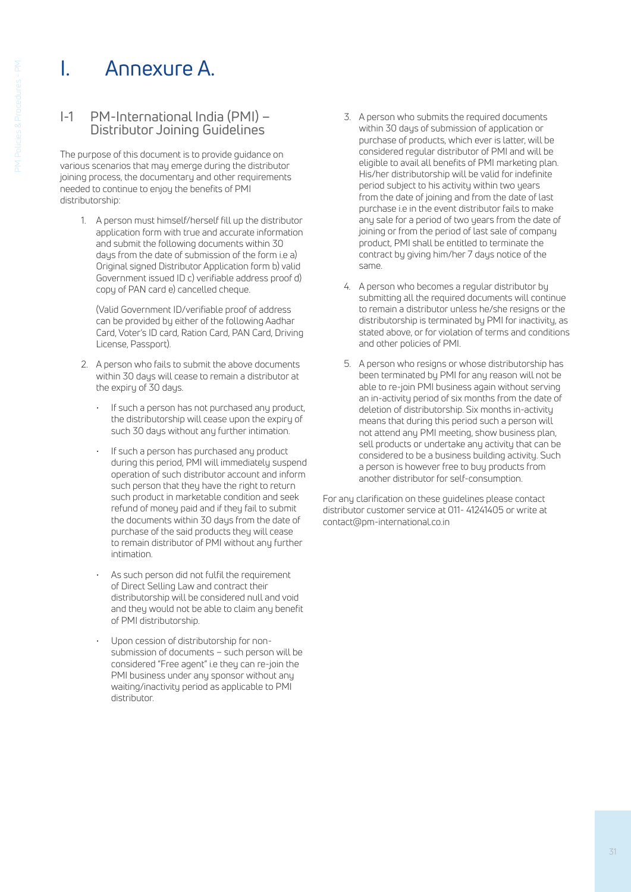# I. Annexure A.

## I-1 PM-International India (PMI) – Distributor Joining Guidelines

The purpose of this document is to provide guidance on various scenarios that may emerge during the distributor joining process, the documentary and other requirements needed to continue to enjoy the benefits of PMI distributorship:

1. A person must himself/herself fill up the distributor application form with true and accurate information and submit the following documents within 30 days from the date of submission of the form i.e a) Original signed Distributor Application form b) valid Government issued ID c) verifiable address proof d) copy of PAN card e) cancelled cheque.

   (Valid Government ID/verifiable proof of address can be provided by either of the following Aadhar Card, Voter's ID card, Ration Card, PAN Card, Driving License, Passport).

2. A person who fails to submit the above documents within 30 days will cease to remain a distributor at the expiry of 30 days.

   - If such a person has not purchased any product, the distributorship will cease upon the expiry of such 30 days without any further intimation.
   - If such a person has purchased any product during this period, PMI will immediately suspend operation of such distributor account and inform such person that they have the right to return such product in marketable condition and seek refund of money paid and if they fail to submit the documents within 30 days from the date of purchase of the said products they will cease to remain distributor of PMI without any further intimation.
   - As such person did not fulfil the requirement of Direct Selling Law and contract their distributorship will be considered null and void and they would not be able to claim any benefit of PMI distributorship.
   - Upon cession of distributorship for non-submission of documents – such person will be considered "Free agent" i.e they can re-join the PMI business under any sponsor without any waiting/inactivity period as applicable to PMI distributor.

3. A person who submits the required documents within 30 days of submission of application or purchase of products, which ever is latter, will be considered regular distributor of PMI and will be eligible to avail all benefits of PMI marketing plan. His/her distributorship will be valid for indefinite period subject to his activity within two years from the date of joining and from the date of last purchase i.e in the event distributor fails to make any sale for a period of two years from the date of joining or from the period of last sale of company product, PMI shall be entitled to terminate the contract by giving him/her 7 days notice of the same.

4. A person who becomes a regular distributor by submitting all the required documents will continue to remain a distributor unless he/she resigns or the distributorship is terminated by PMI for inactivity, as stated above, or for violation of terms and conditions and other policies of PMI.

5. A person who resigns or whose distributorship has been terminated by PMI for any reason will not be able to re-join PMI business again without serving an in-activity period of six months from the date of deletion of distributorship. Six months in-activity means that during this period such a person will not attend any PMI meeting, show business plan, sell products or undertake any activity that can be considered to be a business building activity. Such a person is however free to buy products from another distributor for self-consumption.

For any clarification on these guidelines please contact distributor customer service at 011- 41241405 or write at contact@pm-international.co.in